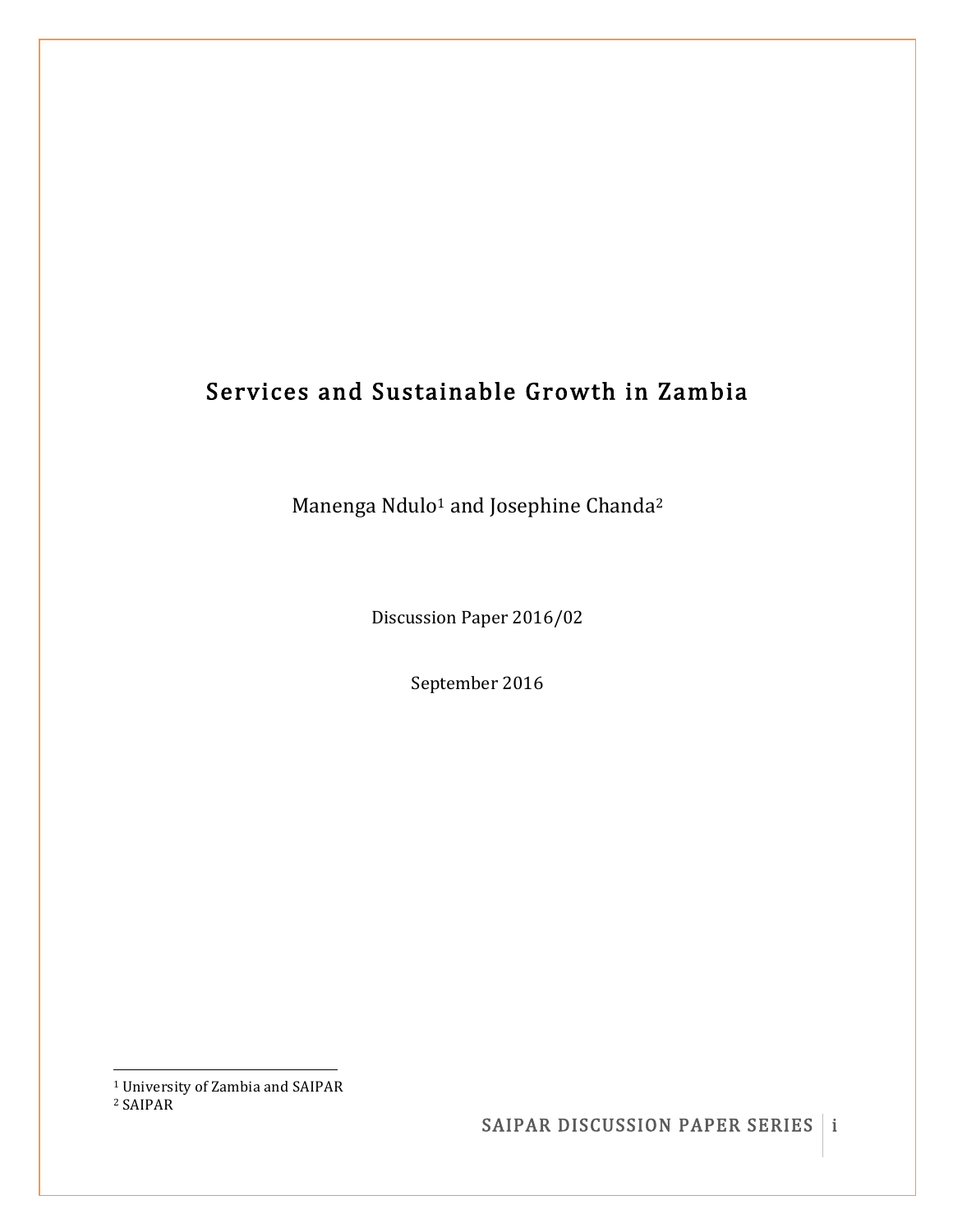# Services and Sustainable Growth in Zambia

Manenga Ndulo[1] and Josephine Chanda[2]

Discussion Paper 2016/02

September 2016

[1] University of Zambia and SAIPAR
[2] SAIPAR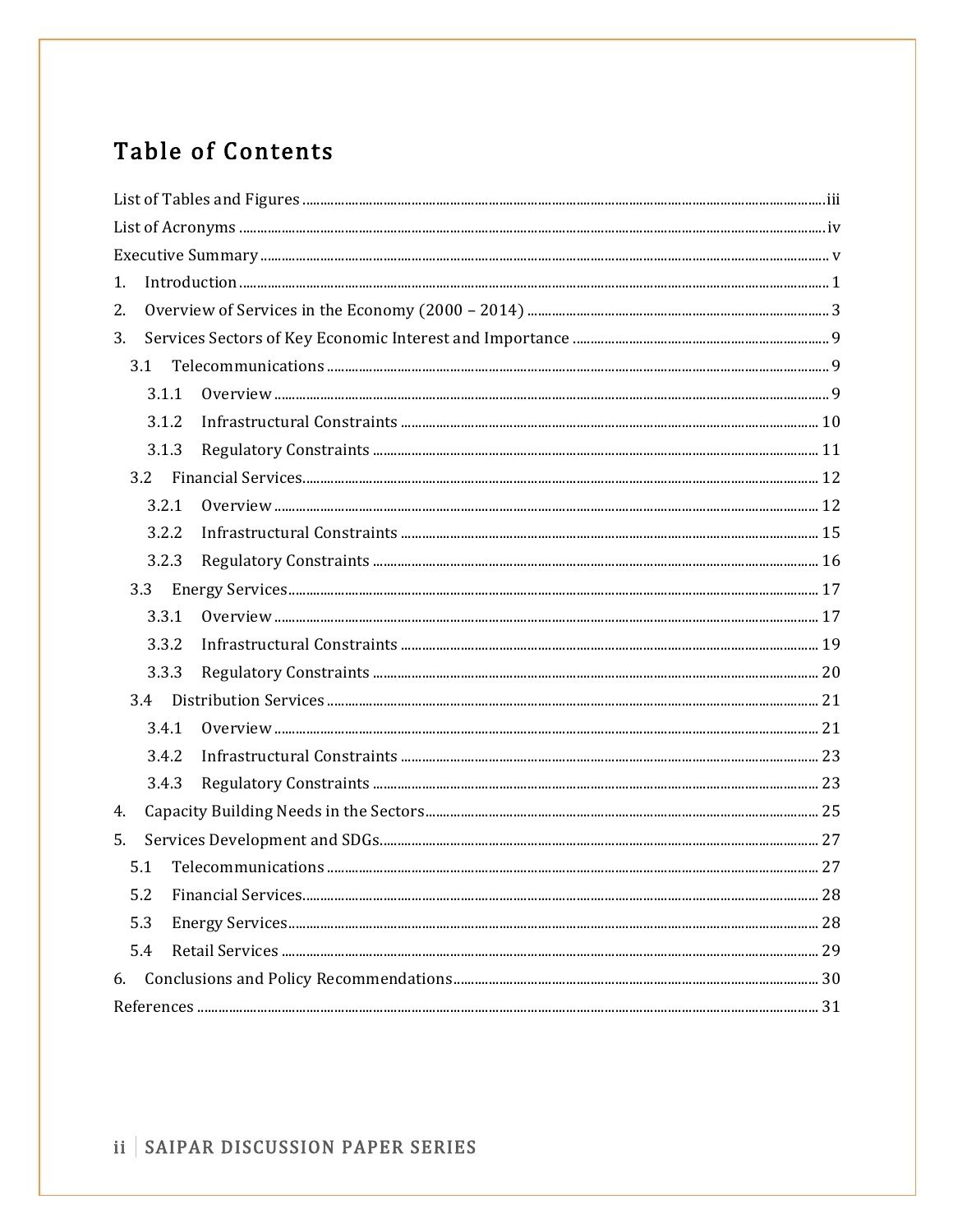# Table of Contents

List of Tables and Figures ..... iii
List of Acronyms ..... iv
Executive Summary ..... v
1. Introduction ..... 1
2. Overview of Services in the Economy (2000 – 2014) ..... 3
3. Services Sectors of Key Economic Interest and Importance ..... 9
   - 3.1 Telecommunications ..... 9
     - 3.1.1 Overview ..... 9
     - 3.1.2 Infrastructural Constraints ..... 10
     - 3.1.3 Regulatory Constraints ..... 11
   - 3.2 Financial Services ..... 12
     - 3.2.1 Overview ..... 12
     - 3.2.2 Infrastructural Constraints ..... 15
     - 3.2.3 Regulatory Constraints ..... 16
   - 3.3 Energy Services ..... 17
     - 3.3.1 Overview ..... 17
     - 3.3.2 Infrastructural Constraints ..... 19
     - 3.3.3 Regulatory Constraints ..... 20
   - 3.4 Distribution Services ..... 21
     - 3.4.1 Overview ..... 21
     - 3.4.2 Infrastructural Constraints ..... 23
     - 3.4.3 Regulatory Constraints ..... 23
4. Capacity Building Needs in the Sectors ..... 25
5. Services Development and SDGs ..... 27
   - 5.1 Telecommunications ..... 27
   - 5.2 Financial Services ..... 28
   - 5.3 Energy Services ..... 28
   - 5.4 Retail Services ..... 29
6. Conclusions and Policy Recommendations ..... 30

References ..... 31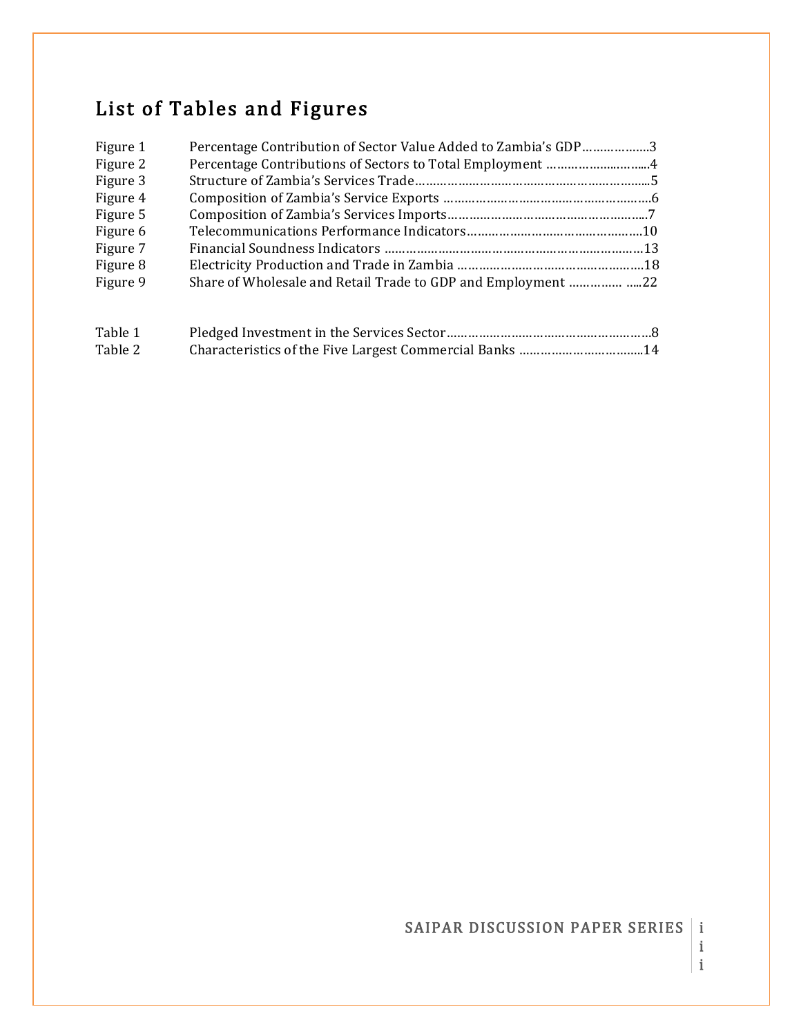## List of Tables and Figures

| | | |
|---|---|---|
| Figure 1 | Percentage Contribution of Sector Value Added to Zambia's GDP | 3 |
| Figure 2 | Percentage Contributions of Sectors to Total Employment | 4 |
| Figure 3 | Structure of Zambia's Services Trade | 5 |
| Figure 4 | Composition of Zambia's Service Exports | 6 |
| Figure 5 | Composition of Zambia's Services Imports | 7 |
| Figure 6 | Telecommunications Performance Indicators | 10 |
| Figure 7 | Financial Soundness Indicators | 13 |
| Figure 8 | Electricity Production and Trade in Zambia | 18 |
| Figure 9 | Share of Wholesale and Retail Trade to GDP and Employment | 22 |

| | | |
|---|---|---|
| Table 1 | Pledged Investment in the Services Sector | 8 |
| Table 2 | Characteristics of the Five Largest Commercial Banks | 14 |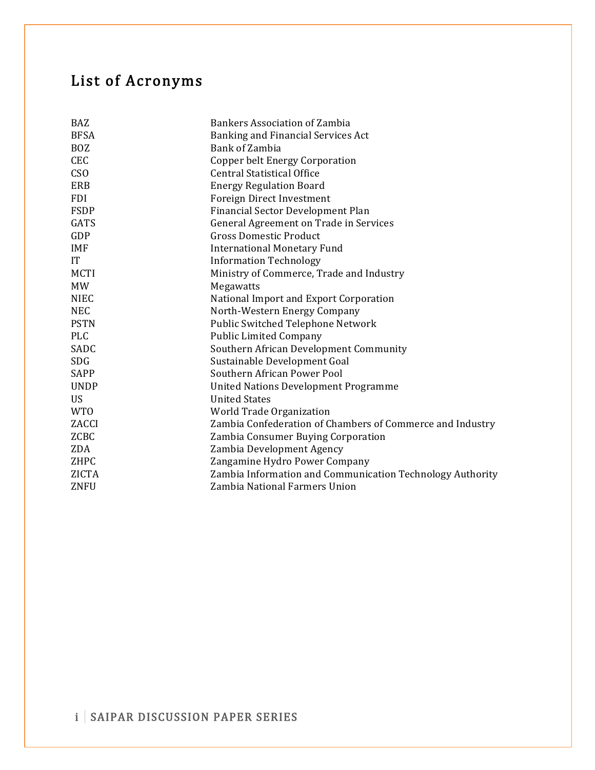## List of Acronyms

| | |
|---|---|
| BAZ | Bankers Association of Zambia |
| BFSA | Banking and Financial Services Act |
| BOZ | Bank of Zambia |
| CEC | Copper belt Energy Corporation |
| CSO | Central Statistical Office |
| ERB | Energy Regulation Board |
| FDI | Foreign Direct Investment |
| FSDP | Financial Sector Development Plan |
| GATS | General Agreement on Trade in Services |
| GDP | Gross Domestic Product |
| IMF | International Monetary Fund |
| IT | Information Technology |
| MCTI | Ministry of Commerce, Trade and Industry |
| MW | Megawatts |
| NIEC | National Import and Export Corporation |
| NEC | North-Western Energy Company |
| PSTN | Public Switched Telephone Network |
| PLC | Public Limited Company |
| SADC | Southern African Development Community |
| SDG | Sustainable Development Goal |
| SAPP | Southern African Power Pool |
| UNDP | United Nations Development Programme |
| US | United States |
| WTO | World Trade Organization |
| ZACCI | Zambia Confederation of Chambers of Commerce and Industry |
| ZCBC | Zambia Consumer Buying Corporation |
| ZDA | Zambia Development Agency |
| ZHPC | Zangamine Hydro Power Company |
| ZICTA | Zambia Information and Communication Technology Authority |
| ZNFU | Zambia National Farmers Union |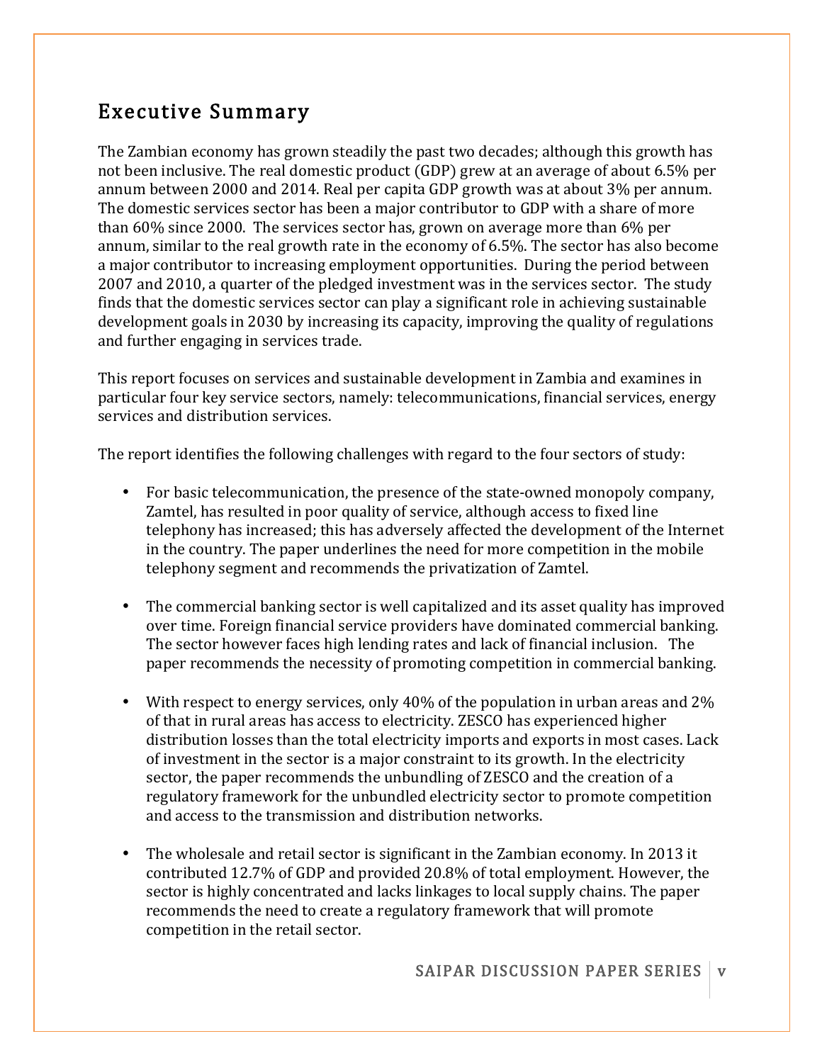## Executive Summary

The Zambian economy has grown steadily the past two decades; although this growth has not been inclusive. The real domestic product (GDP) grew at an average of about 6.5% per annum between 2000 and 2014. Real per capita GDP growth was at about 3% per annum. The domestic services sector has been a major contributor to GDP with a share of more than 60% since 2000. The services sector has, grown on average more than 6% per annum, similar to the real growth rate in the economy of 6.5%. The sector has also become a major contributor to increasing employment opportunities. During the period between 2007 and 2010, a quarter of the pledged investment was in the services sector. The study finds that the domestic services sector can play a significant role in achieving sustainable development goals in 2030 by increasing its capacity, improving the quality of regulations and further engaging in services trade.

This report focuses on services and sustainable development in Zambia and examines in particular four key service sectors, namely: telecommunications, financial services, energy services and distribution services.

The report identifies the following challenges with regard to the four sectors of study:

- For basic telecommunication, the presence of the state-owned monopoly company, Zamtel, has resulted in poor quality of service, although access to fixed line telephony has increased; this has adversely affected the development of the Internet in the country. The paper underlines the need for more competition in the mobile telephony segment and recommends the privatization of Zamtel.

- The commercial banking sector is well capitalized and its asset quality has improved over time. Foreign financial service providers have dominated commercial banking. The sector however faces high lending rates and lack of financial inclusion. The paper recommends the necessity of promoting competition in commercial banking.

- With respect to energy services, only 40% of the population in urban areas and 2% of that in rural areas has access to electricity. ZESCO has experienced higher distribution losses than the total electricity imports and exports in most cases. Lack of investment in the sector is a major constraint to its growth. In the electricity sector, the paper recommends the unbundling of ZESCO and the creation of a regulatory framework for the unbundled electricity sector to promote competition and access to the transmission and distribution networks.

- The wholesale and retail sector is significant in the Zambian economy. In 2013 it contributed 12.7% of GDP and provided 20.8% of total employment. However, the sector is highly concentrated and lacks linkages to local supply chains. The paper recommends the need to create a regulatory framework that will promote competition in the retail sector.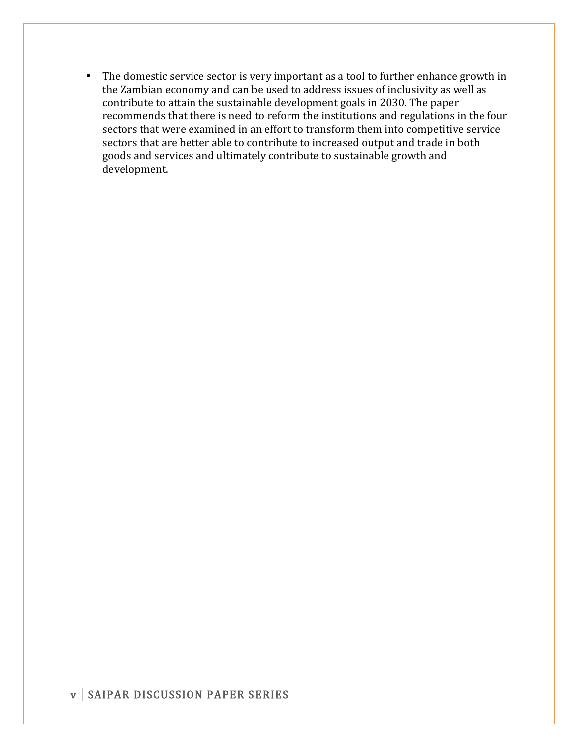- The domestic service sector is very important as a tool to further enhance growth in the Zambian economy and can be used to address issues of inclusivity as well as contribute to attain the sustainable development goals in 2030. The paper recommends that there is need to reform the institutions and regulations in the four sectors that were examined in an effort to transform them into competitive service sectors that are better able to contribute to increased output and trade in both goods and services and ultimately contribute to sustainable growth and development.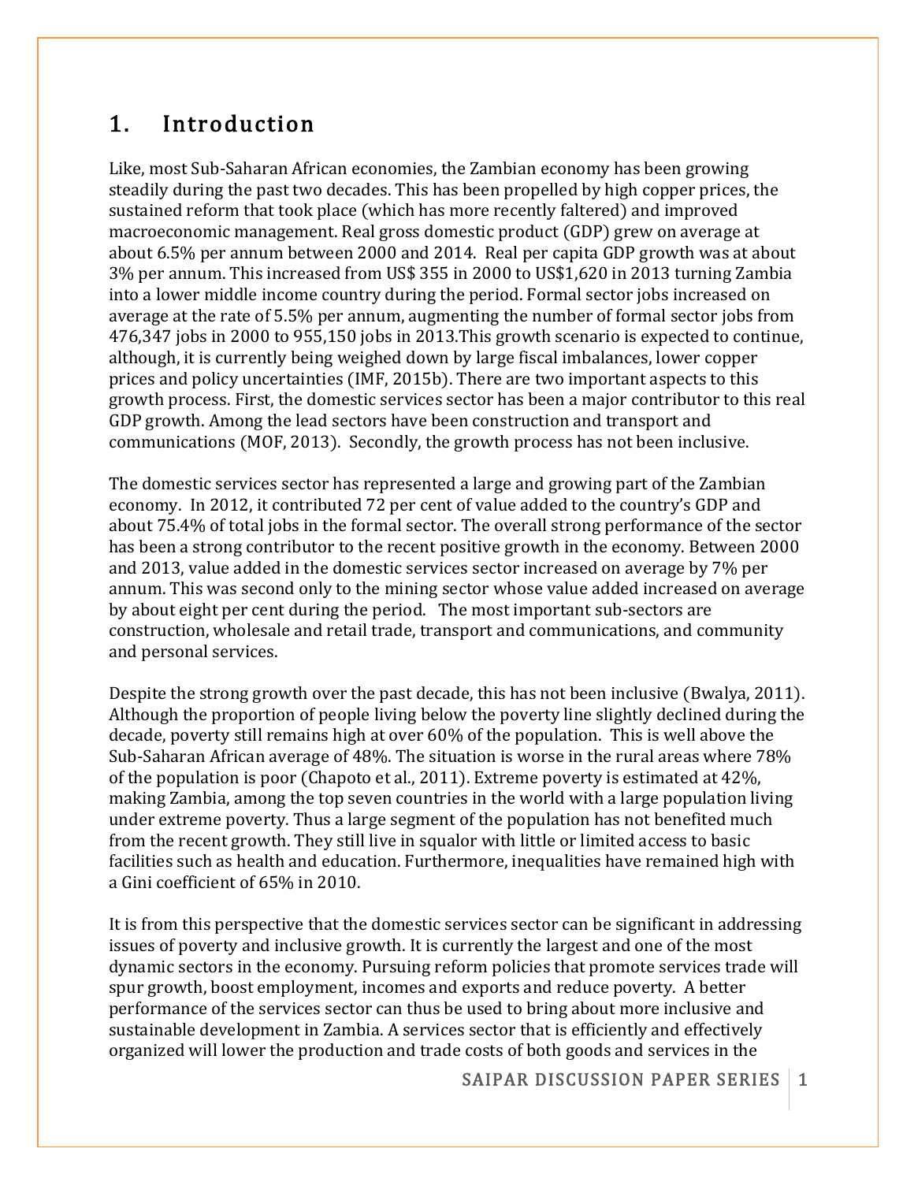# 1. Introduction

Like, most Sub-Saharan African economies, the Zambian economy has been growing steadily during the past two decades. This has been propelled by high copper prices, the sustained reform that took place (which has more recently faltered) and improved macroeconomic management. Real gross domestic product (GDP) grew on average at about 6.5% per annum between 2000 and 2014. Real per capita GDP growth was at about 3% per annum. This increased from US$ 355 in 2000 to US$1,620 in 2013 turning Zambia into a lower middle income country during the period. Formal sector jobs increased on average at the rate of 5.5% per annum, augmenting the number of formal sector jobs from 476,347 jobs in 2000 to 955,150 jobs in 2013.This growth scenario is expected to continue, although, it is currently being weighed down by large fiscal imbalances, lower copper prices and policy uncertainties (IMF, 2015b). There are two important aspects to this growth process. First, the domestic services sector has been a major contributor to this real GDP growth. Among the lead sectors have been construction and transport and communications (MOF, 2013). Secondly, the growth process has not been inclusive.

The domestic services sector has represented a large and growing part of the Zambian economy. In 2012, it contributed 72 per cent of value added to the country's GDP and about 75.4% of total jobs in the formal sector. The overall strong performance of the sector has been a strong contributor to the recent positive growth in the economy. Between 2000 and 2013, value added in the domestic services sector increased on average by 7% per annum. This was second only to the mining sector whose value added increased on average by about eight per cent during the period. The most important sub-sectors are construction, wholesale and retail trade, transport and communications, and community and personal services.

Despite the strong growth over the past decade, this has not been inclusive (Bwalya, 2011). Although the proportion of people living below the poverty line slightly declined during the decade, poverty still remains high at over 60% of the population. This is well above the Sub-Saharan African average of 48%. The situation is worse in the rural areas where 78% of the population is poor (Chapoto et al., 2011). Extreme poverty is estimated at 42%, making Zambia, among the top seven countries in the world with a large population living under extreme poverty. Thus a large segment of the population has not benefited much from the recent growth. They still live in squalor with little or limited access to basic facilities such as health and education. Furthermore, inequalities have remained high with a Gini coefficient of 65% in 2010.

It is from this perspective that the domestic services sector can be significant in addressing issues of poverty and inclusive growth. It is currently the largest and one of the most dynamic sectors in the economy. Pursuing reform policies that promote services trade will spur growth, boost employment, incomes and exports and reduce poverty. A better performance of the services sector can thus be used to bring about more inclusive and sustainable development in Zambia. A services sector that is efficiently and effectively organized will lower the production and trade costs of both goods and services in the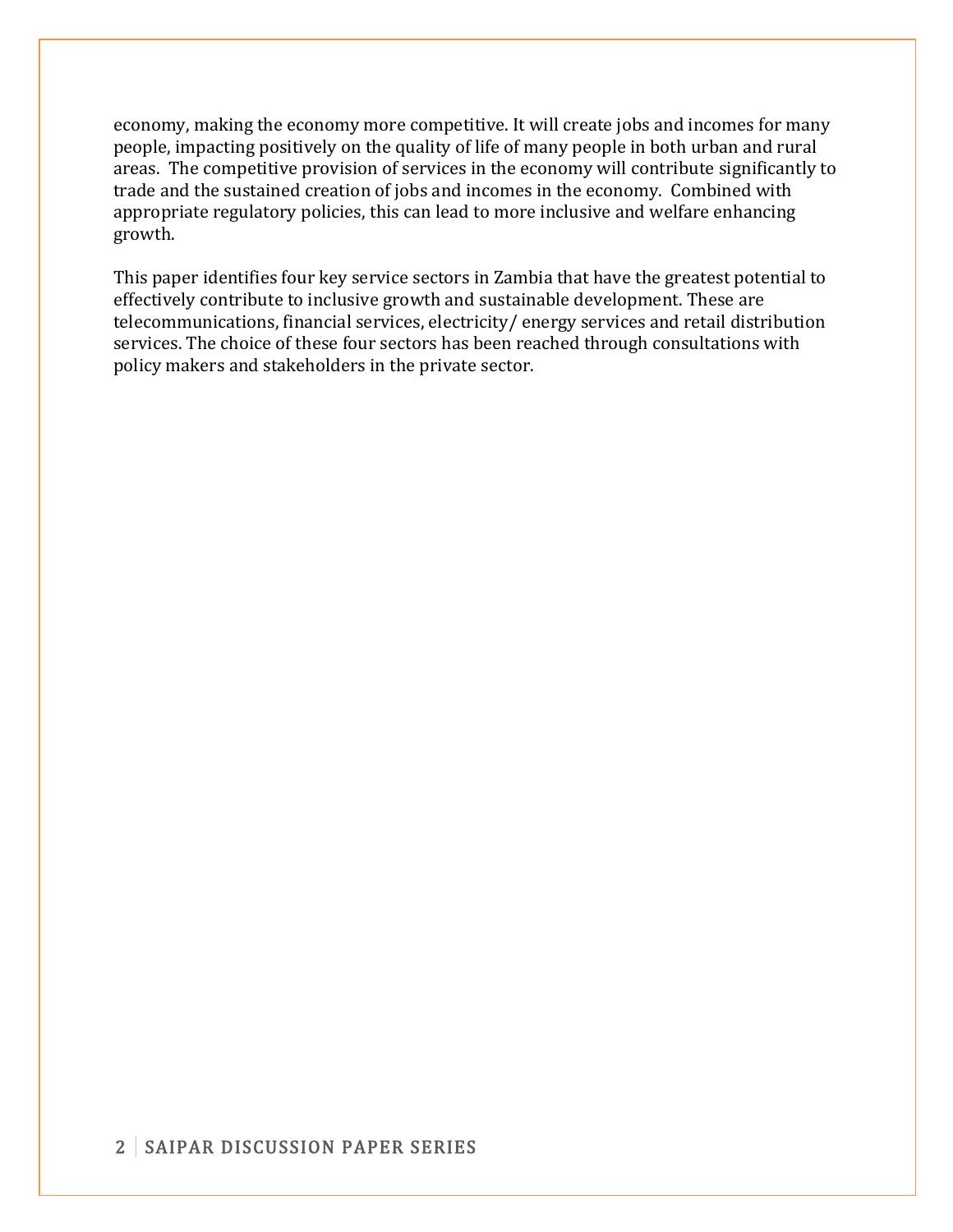economy, making the economy more competitive. It will create jobs and incomes for many people, impacting positively on the quality of life of many people in both urban and rural areas. The competitive provision of services in the economy will contribute significantly to trade and the sustained creation of jobs and incomes in the economy. Combined with appropriate regulatory policies, this can lead to more inclusive and welfare enhancing growth.

This paper identifies four key service sectors in Zambia that have the greatest potential to effectively contribute to inclusive growth and sustainable development. These are telecommunications, financial services, electricity/ energy services and retail distribution services. The choice of these four sectors has been reached through consultations with policy makers and stakeholders in the private sector.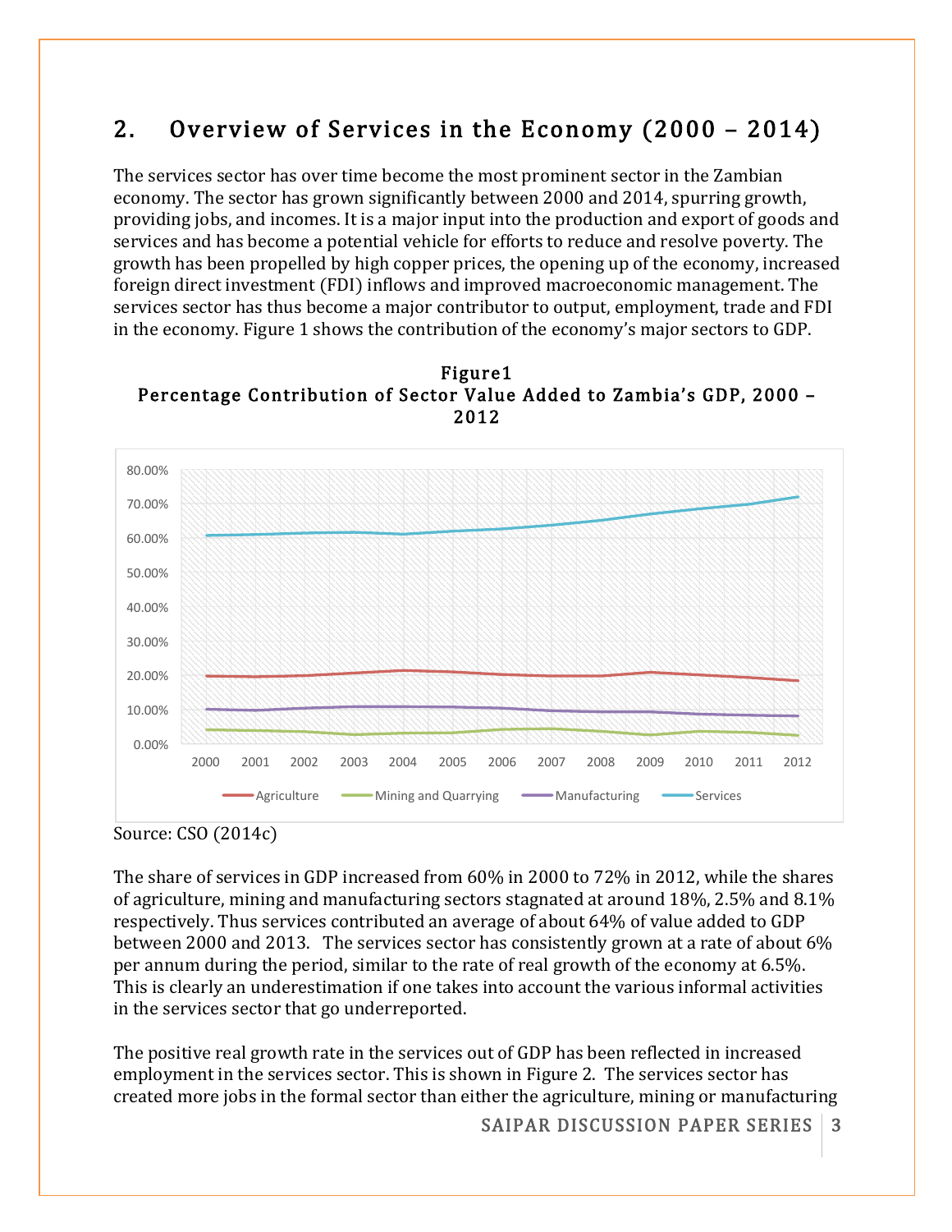## 2. Overview of Services in the Economy (2000 – 2014)

The services sector has over time become the most prominent sector in the Zambian economy. The sector has grown significantly between 2000 and 2014, spurring growth, providing jobs, and incomes. It is a major input into the production and export of goods and services and has become a potential vehicle for efforts to reduce and resolve poverty. The growth has been propelled by high copper prices, the opening up of the economy, increased foreign direct investment (FDI) inflows and improved macroeconomic management. The services sector has thus become a major contributor to output, employment, trade and FDI in the economy. Figure 1 shows the contribution of the economy's major sectors to GDP.

**Figure1**
**Percentage Contribution of Sector Value Added to Zambia's GDP, 2000 – 2012**

80.00%
70.00%
60.00%
50.00%
40.00%
30.00%
20.00%
10.00%
0.00%

2000 2001 2002 2003 2004 2005 2006 2007 2008 2009 2010 2011 2012

Agriculture, Mining and Quarrying, Manufacturing, Services

Source: CSO (2014c)

The share of services in GDP increased from 60% in 2000 to 72% in 2012, while the shares of agriculture, mining and manufacturing sectors stagnated at around 18%, 2.5% and 8.1% respectively. Thus services contributed an average of about 64% of value added to GDP between 2000 and 2013. The services sector has consistently grown at a rate of about 6% per annum during the period, similar to the rate of real growth of the economy at 6.5%. This is clearly an underestimation if one takes into account the various informal activities in the services sector that go underreported.

The positive real growth rate in the services out of GDP has been reflected in increased employment in the services sector. This is shown in Figure 2. The services sector has created more jobs in the formal sector than either the agriculture, mining or manufacturing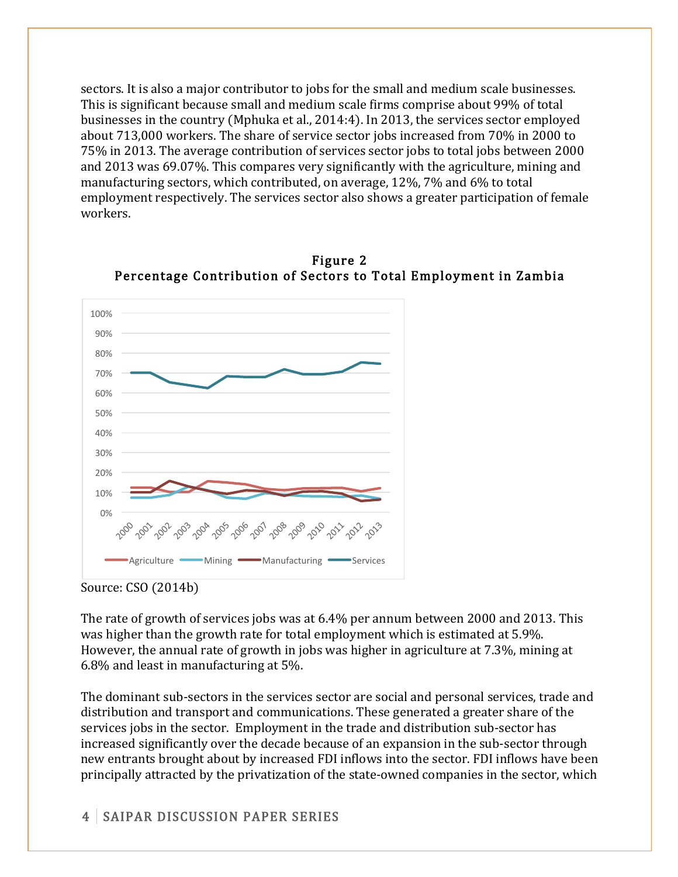sectors. It is also a major contributor to jobs for the small and medium scale businesses. This is significant because small and medium scale firms comprise about 99% of total businesses in the country (Mphuka et al., 2014:4). In 2013, the services sector employed about 713,000 workers. The share of service sector jobs increased from 70% in 2000 to 75% in 2013. The average contribution of services sector jobs to total jobs between 2000 and 2013 was 69.07%. This compares very significantly with the agriculture, mining and manufacturing sectors, which contributed, on average, 12%, 7% and 6% to total employment respectively. The services sector also shows a greater participation of female workers.

**Figure 2**
**Percentage Contribution of Sectors to Total Employment in Zambia**

100%
90%
80%
70%
60%
50%
40%
30%
20%
10%
0%

2000 2001 2002 2003 2004 2005 2006 2007 2008 2009 2010 2011 2012 2013

Agriculture Mining Manufacturing Services

Source: CSO (2014b)

The rate of growth of services jobs was at 6.4% per annum between 2000 and 2013. This was higher than the growth rate for total employment which is estimated at 5.9%. However, the annual rate of growth in jobs was higher in agriculture at 7.3%, mining at 6.8% and least in manufacturing at 5%.

The dominant sub-sectors in the services sector are social and personal services, trade and distribution and transport and communications. These generated a greater share of the services jobs in the sector. Employment in the trade and distribution sub-sector has increased significantly over the decade because of an expansion in the sub-sector through new entrants brought about by increased FDI inflows into the sector. FDI inflows have been principally attracted by the privatization of the state-owned companies in the sector, which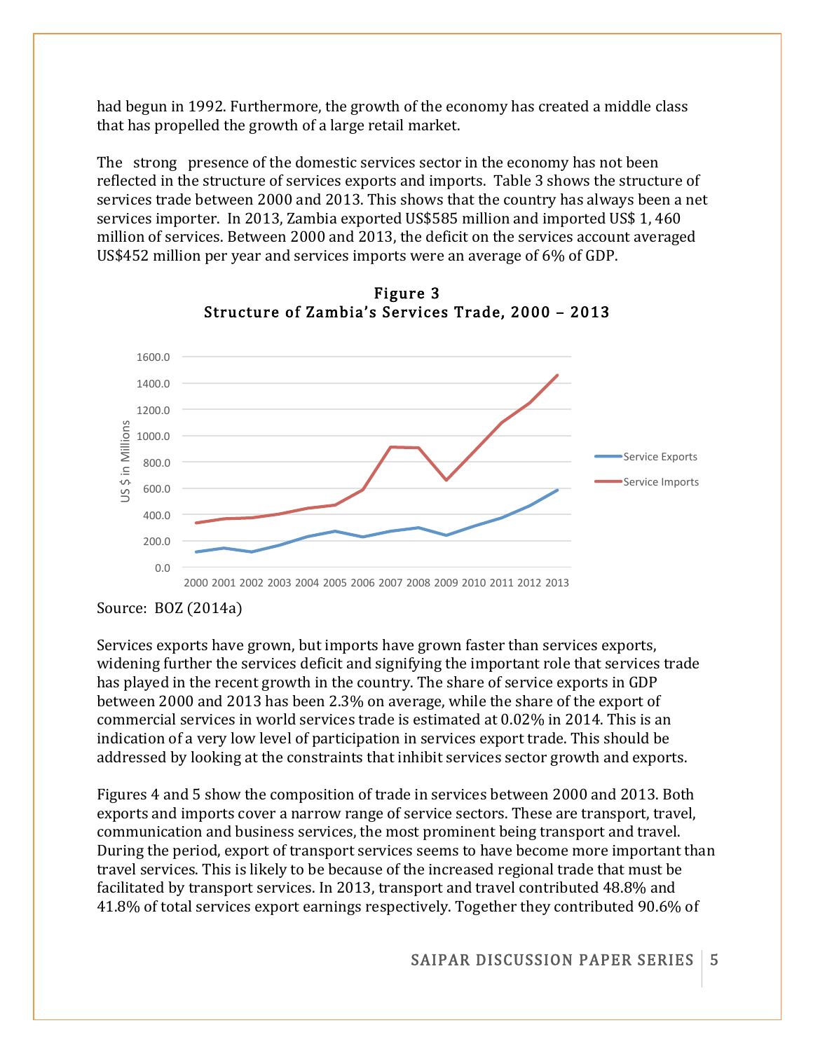had begun in 1992. Furthermore, the growth of the economy has created a middle class that has propelled the growth of a large retail market.

The strong presence of the domestic services sector in the economy has not been reflected in the structure of services exports and imports. Table 3 shows the structure of services trade between 2000 and 2013. This shows that the country has always been a net services importer. In 2013, Zambia exported US$585 million and imported US$ 1, 460 million of services. Between 2000 and 2013, the deficit on the services account averaged US$452 million per year and services imports were an average of 6% of GDP.

**Figure 3**
**Structure of Zambia's Services Trade, 2000 – 2013**

1600.0
1400.0
1200.0
1000.0
800.0
600.0
400.0
200.0
0.0

US $ in Millions

2000 2001 2002 2003 2004 2005 2006 2007 2008 2009 2010 2011 2012 2013

Service Exports
Service Imports

Source: BOZ (2014a)

Services exports have grown, but imports have grown faster than services exports, widening further the services deficit and signifying the important role that services trade has played in the recent growth in the country. The share of service exports in GDP between 2000 and 2013 has been 2.3% on average, while the share of the export of commercial services in world services trade is estimated at 0.02% in 2014. This is an indication of a very low level of participation in services export trade. This should be addressed by looking at the constraints that inhibit services sector growth and exports.

Figures 4 and 5 show the composition of trade in services between 2000 and 2013. Both exports and imports cover a narrow range of service sectors. These are transport, travel, communication and business services, the most prominent being transport and travel. During the period, export of transport services seems to have become more important than travel services. This is likely to be because of the increased regional trade that must be facilitated by transport services. In 2013, transport and travel contributed 48.8% and 41.8% of total services export earnings respectively. Together they contributed 90.6% of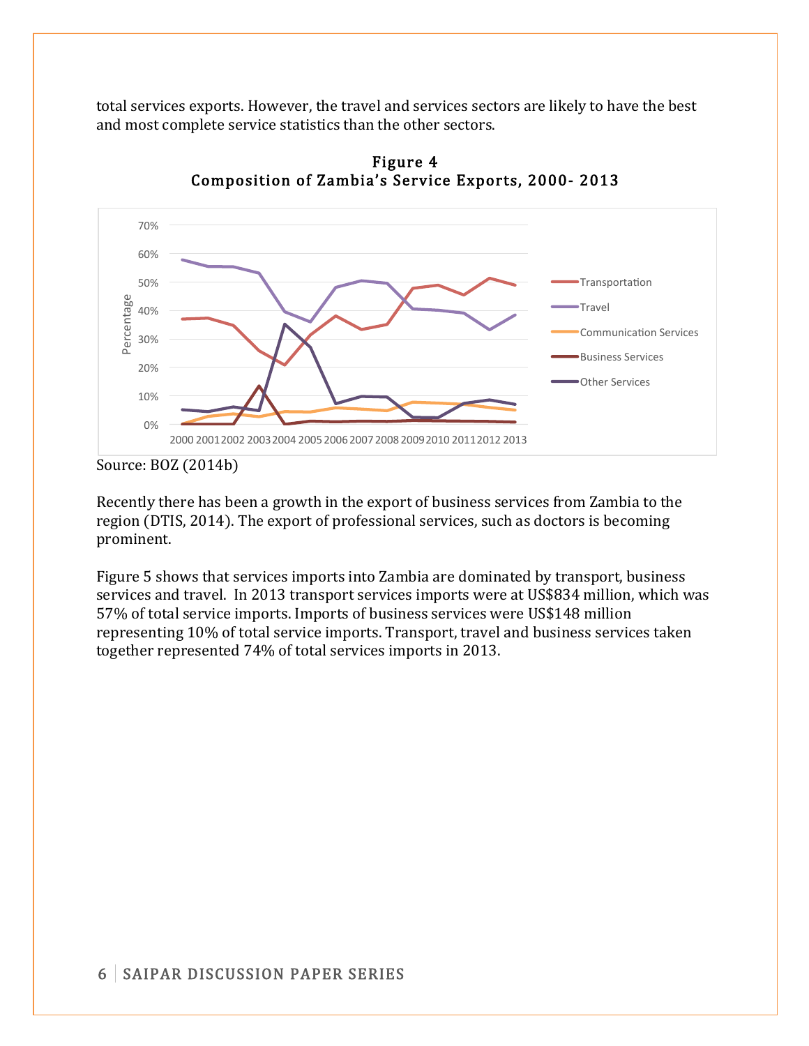total services exports. However, the travel and services sectors are likely to have the best and most complete service statistics than the other sectors.

**Figure 4**
**Composition of Zambia's Service Exports, 2000- 2013**

Source: BOZ (2014b)

Recently there has been a growth in the export of business services from Zambia to the region (DTIS, 2014). The export of professional services, such as doctors is becoming prominent.

Figure 5 shows that services imports into Zambia are dominated by transport, business services and travel. In 2013 transport services imports were at US$834 million, which was 57% of total service imports. Imports of business services were US$148 million representing 10% of total service imports. Transport, travel and business services taken together represented 74% of total services imports in 2013.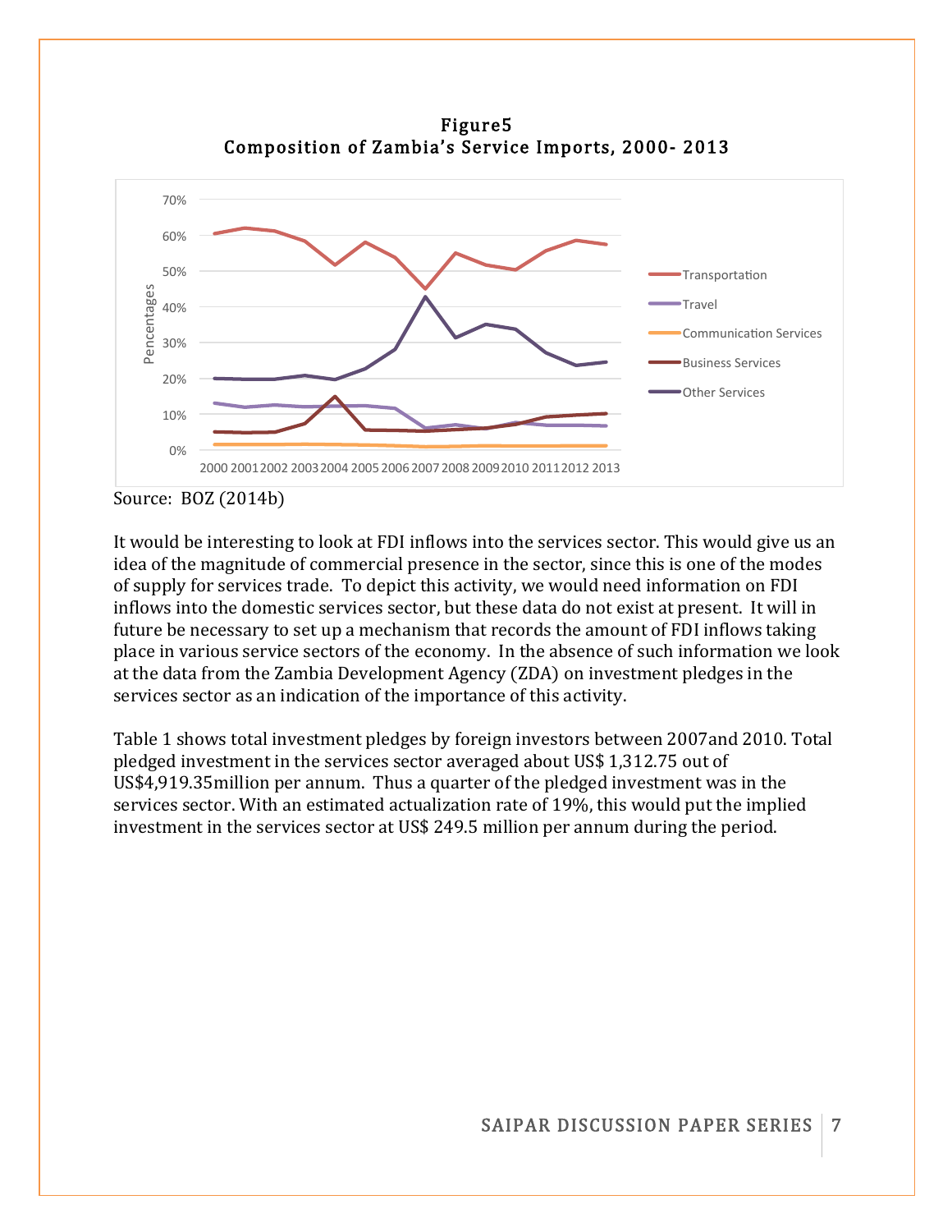**Figure5**
**Composition of Zambia's Service Imports, 2000- 2013**

70%
60%
50%
40%
30%
20%
10%
0%

Pencentages

2000 2001 2002 2003 2004 2005 2006 2007 2008 2009 2010 2011 2012 2013

Transportation
Travel
Communication Services
Business Services
Other Services

Source: BOZ (2014b)

It would be interesting to look at FDI inflows into the services sector. This would give us an idea of the magnitude of commercial presence in the sector, since this is one of the modes of supply for services trade. To depict this activity, we would need information on FDI inflows into the domestic services sector, but these data do not exist at present. It will in future be necessary to set up a mechanism that records the amount of FDI inflows taking place in various service sectors of the economy. In the absence of such information we look at the data from the Zambia Development Agency (ZDA) on investment pledges in the services sector as an indication of the importance of this activity.

Table 1 shows total investment pledges by foreign investors between 2007and 2010. Total pledged investment in the services sector averaged about US$ 1,312.75 out of US$4,919.35million per annum. Thus a quarter of the pledged investment was in the services sector. With an estimated actualization rate of 19%, this would put the implied investment in the services sector at US$ 249.5 million per annum during the period.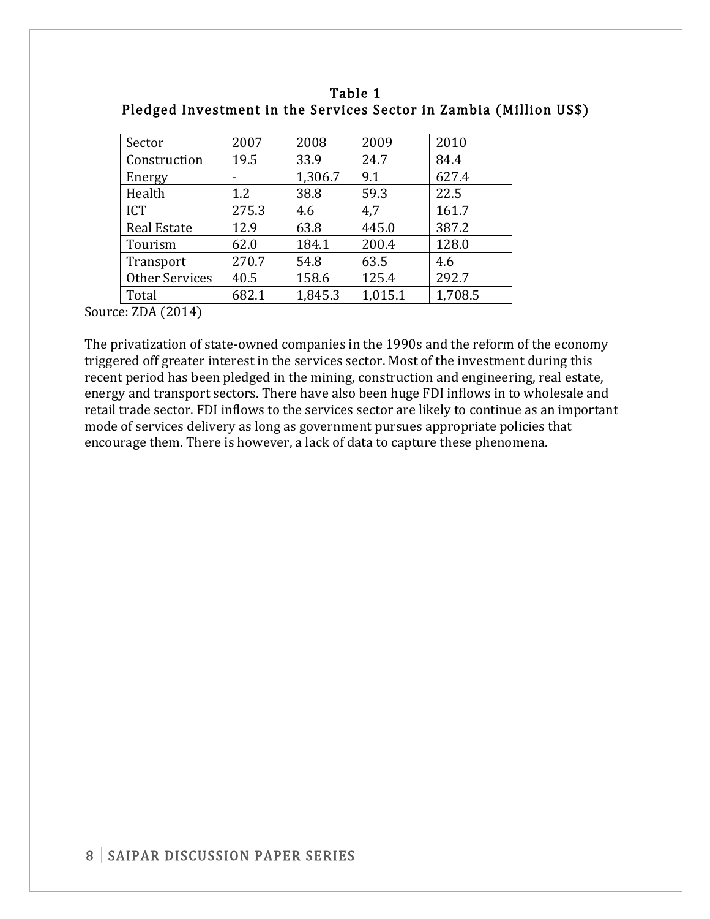**Table 1**
**Pledged Investment in the Services Sector in Zambia (Million US$)**

| Sector | 2007 | 2008 | 2009 | 2010 |
|---|---|---|---|---|
| Construction | 19.5 | 33.9 | 24.7 | 84.4 |
| Energy | - | 1,306.7 | 9.1 | 627.4 |
| Health | 1.2 | 38.8 | 59.3 | 22.5 |
| ICT | 275.3 | 4.6 | 4,7 | 161.7 |
| Real Estate | 12.9 | 63.8 | 445.0 | 387.2 |
| Tourism | 62.0 | 184.1 | 200.4 | 128.0 |
| Transport | 270.7 | 54.8 | 63.5 | 4.6 |
| Other Services | 40.5 | 158.6 | 125.4 | 292.7 |
| Total | 682.1 | 1,845.3 | 1,015.1 | 1,708.5 |

Source: ZDA (2014)

The privatization of state-owned companies in the 1990s and the reform of the economy triggered off greater interest in the services sector. Most of the investment during this recent period has been pledged in the mining, construction and engineering, real estate, energy and transport sectors. There have also been huge FDI inflows in to wholesale and retail trade sector. FDI inflows to the services sector are likely to continue as an important mode of services delivery as long as government pursues appropriate policies that encourage them. There is however, a lack of data to capture these phenomena.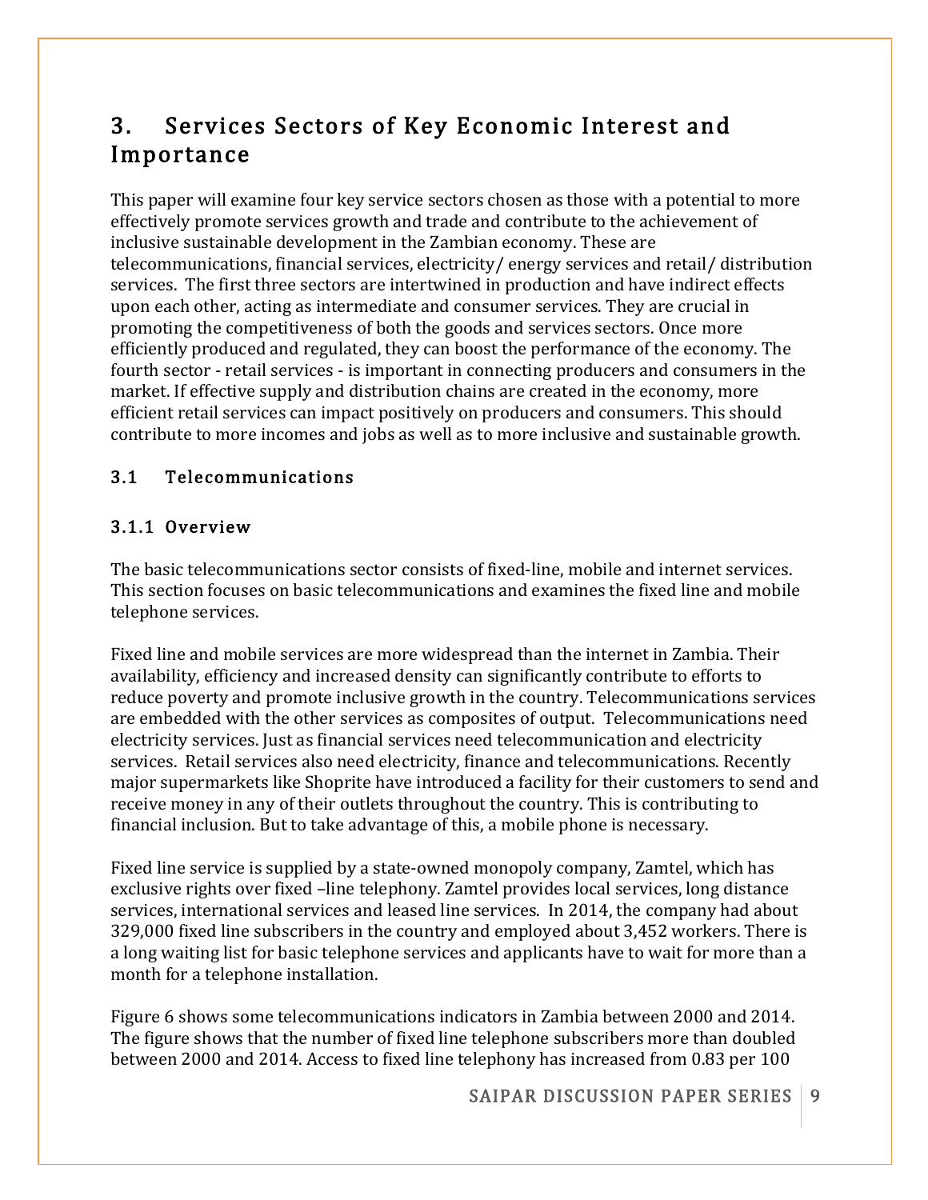# 3. Services Sectors of Key Economic Interest and Importance

This paper will examine four key service sectors chosen as those with a potential to more effectively promote services growth and trade and contribute to the achievement of inclusive sustainable development in the Zambian economy. These are telecommunications, financial services, electricity/ energy services and retail/ distribution services. The first three sectors are intertwined in production and have indirect effects upon each other, acting as intermediate and consumer services. They are crucial in promoting the competitiveness of both the goods and services sectors. Once more efficiently produced and regulated, they can boost the performance of the economy. The fourth sector - retail services - is important in connecting producers and consumers in the market. If effective supply and distribution chains are created in the economy, more efficient retail services can impact positively on producers and consumers. This should contribute to more incomes and jobs as well as to more inclusive and sustainable growth.

## 3.1 Telecommunications

### 3.1.1 Overview

The basic telecommunications sector consists of fixed-line, mobile and internet services. This section focuses on basic telecommunications and examines the fixed line and mobile telephone services.

Fixed line and mobile services are more widespread than the internet in Zambia. Their availability, efficiency and increased density can significantly contribute to efforts to reduce poverty and promote inclusive growth in the country. Telecommunications services are embedded with the other services as composites of output. Telecommunications need electricity services. Just as financial services need telecommunication and electricity services. Retail services also need electricity, finance and telecommunications. Recently major supermarkets like Shoprite have introduced a facility for their customers to send and receive money in any of their outlets throughout the country. This is contributing to financial inclusion. But to take advantage of this, a mobile phone is necessary.

Fixed line service is supplied by a state-owned monopoly company, Zamtel, which has exclusive rights over fixed –line telephony. Zamtel provides local services, long distance services, international services and leased line services. In 2014, the company had about 329,000 fixed line subscribers in the country and employed about 3,452 workers. There is a long waiting list for basic telephone services and applicants have to wait for more than a month for a telephone installation.

Figure 6 shows some telecommunications indicators in Zambia between 2000 and 2014. The figure shows that the number of fixed line telephone subscribers more than doubled between 2000 and 2014. Access to fixed line telephony has increased from 0.83 per 100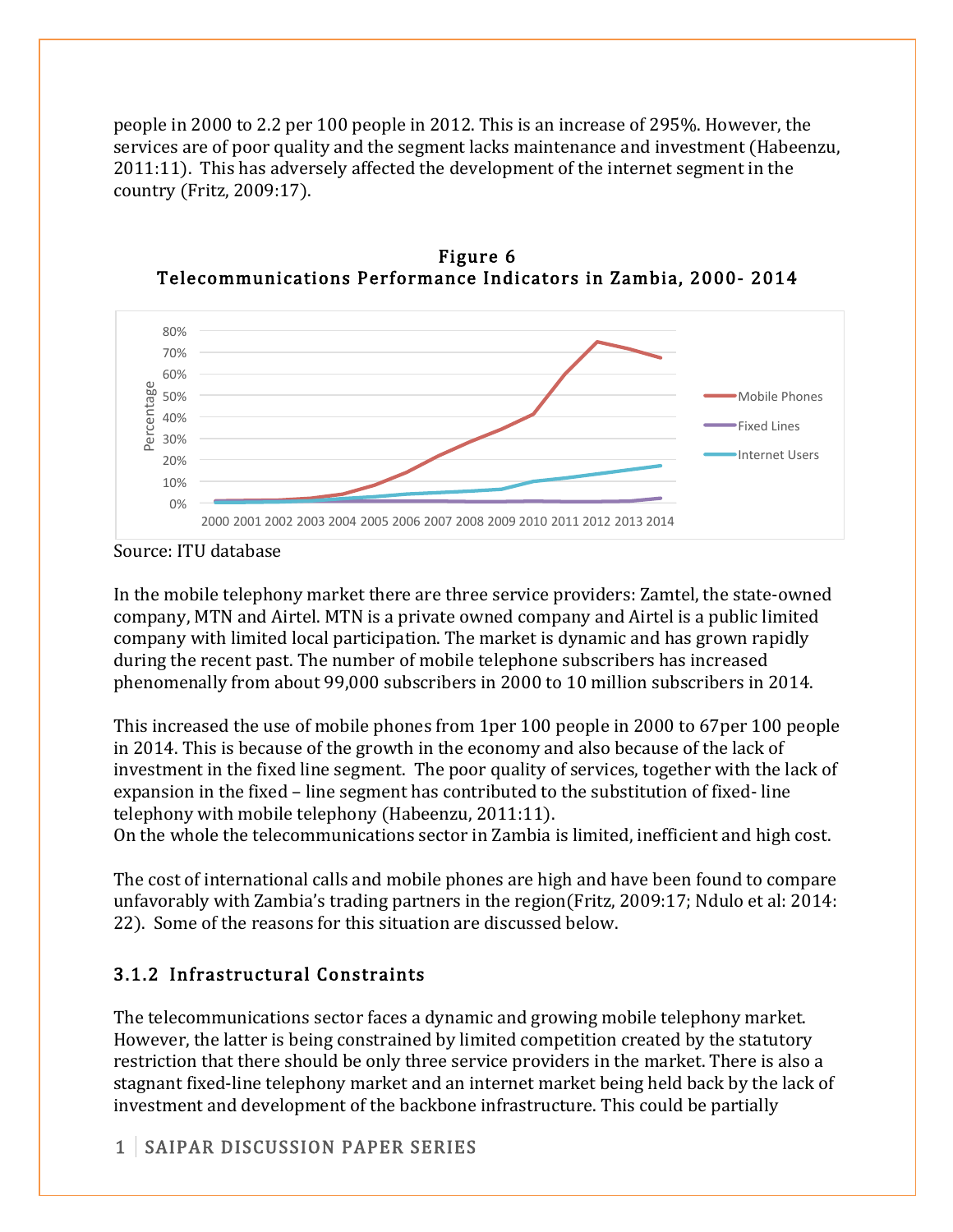people in 2000 to 2.2 per 100 people in 2012. This is an increase of 295%. However, the services are of poor quality and the segment lacks maintenance and investment (Habeenzu, 2011:11). This has adversely affected the development of the internet segment in the country (Fritz, 2009:17).

**Figure 6**
**Telecommunications Performance Indicators in Zambia, 2000- 2014**

Percentage

80%
70%
60%
50%
40%
30%
20%
10%
0%

2000 2001 2002 2003 2004 2005 2006 2007 2008 2009 2010 2011 2012 2013 2014

Mobile Phones
Fixed Lines
Internet Users

Source: ITU database

In the mobile telephony market there are three service providers: Zamtel, the state-owned company, MTN and Airtel. MTN is a private owned company and Airtel is a public limited company with limited local participation. The market is dynamic and has grown rapidly during the recent past. The number of mobile telephone subscribers has increased phenomenally from about 99,000 subscribers in 2000 to 10 million subscribers in 2014.

This increased the use of mobile phones from 1per 100 people in 2000 to 67per 100 people in 2014. This is because of the growth in the economy and also because of the lack of investment in the fixed line segment. The poor quality of services, together with the lack of expansion in the fixed – line segment has contributed to the substitution of fixed- line telephony with mobile telephony (Habeenzu, 2011:11).
On the whole the telecommunications sector in Zambia is limited, inefficient and high cost.

The cost of international calls and mobile phones are high and have been found to compare unfavorably with Zambia's trading partners in the region(Fritz, 2009:17; Ndulo et al: 2014: 22). Some of the reasons for this situation are discussed below.

### 3.1.2 Infrastructural Constraints

The telecommunications sector faces a dynamic and growing mobile telephony market. However, the latter is being constrained by limited competition created by the statutory restriction that there should be only three service providers in the market. There is also a stagnant fixed-line telephony market and an internet market being held back by the lack of investment and development of the backbone infrastructure. This could be partially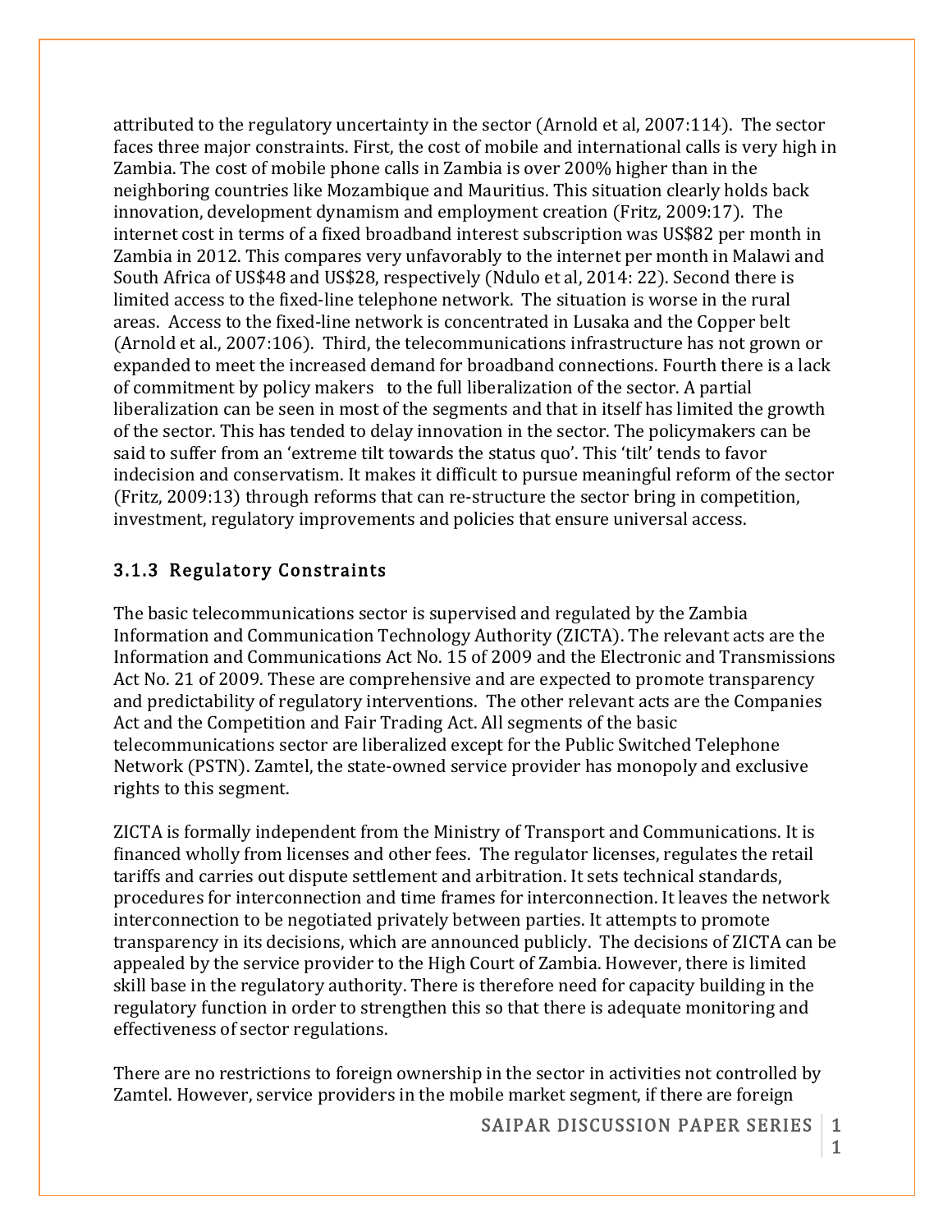attributed to the regulatory uncertainty in the sector (Arnold et al, 2007:114). The sector faces three major constraints. First, the cost of mobile and international calls is very high in Zambia. The cost of mobile phone calls in Zambia is over 200% higher than in the neighboring countries like Mozambique and Mauritius. This situation clearly holds back innovation, development dynamism and employment creation (Fritz, 2009:17). The internet cost in terms of a fixed broadband interest subscription was US$82 per month in Zambia in 2012. This compares very unfavorably to the internet per month in Malawi and South Africa of US$48 and US$28, respectively (Ndulo et al, 2014: 22). Second there is limited access to the fixed-line telephone network. The situation is worse in the rural areas. Access to the fixed-line network is concentrated in Lusaka and the Copper belt (Arnold et al., 2007:106). Third, the telecommunications infrastructure has not grown or expanded to meet the increased demand for broadband connections. Fourth there is a lack of commitment by policy makers to the full liberalization of the sector. A partial liberalization can be seen in most of the segments and that in itself has limited the growth of the sector. This has tended to delay innovation in the sector. The policymakers can be said to suffer from an 'extreme tilt towards the status quo'. This 'tilt' tends to favor indecision and conservatism. It makes it difficult to pursue meaningful reform of the sector (Fritz, 2009:13) through reforms that can re-structure the sector bring in competition, investment, regulatory improvements and policies that ensure universal access.

### 3.1.3 Regulatory Constraints

The basic telecommunications sector is supervised and regulated by the Zambia Information and Communication Technology Authority (ZICTA). The relevant acts are the Information and Communications Act No. 15 of 2009 and the Electronic and Transmissions Act No. 21 of 2009. These are comprehensive and are expected to promote transparency and predictability of regulatory interventions. The other relevant acts are the Companies Act and the Competition and Fair Trading Act. All segments of the basic telecommunications sector are liberalized except for the Public Switched Telephone Network (PSTN). Zamtel, the state-owned service provider has monopoly and exclusive rights to this segment.

ZICTA is formally independent from the Ministry of Transport and Communications. It is financed wholly from licenses and other fees. The regulator licenses, regulates the retail tariffs and carries out dispute settlement and arbitration. It sets technical standards, procedures for interconnection and time frames for interconnection. It leaves the network interconnection to be negotiated privately between parties. It attempts to promote transparency in its decisions, which are announced publicly. The decisions of ZICTA can be appealed by the service provider to the High Court of Zambia. However, there is limited skill base in the regulatory authority. There is therefore need for capacity building in the regulatory function in order to strengthen this so that there is adequate monitoring and effectiveness of sector regulations.

There are no restrictions to foreign ownership in the sector in activities not controlled by Zamtel. However, service providers in the mobile market segment, if there are foreign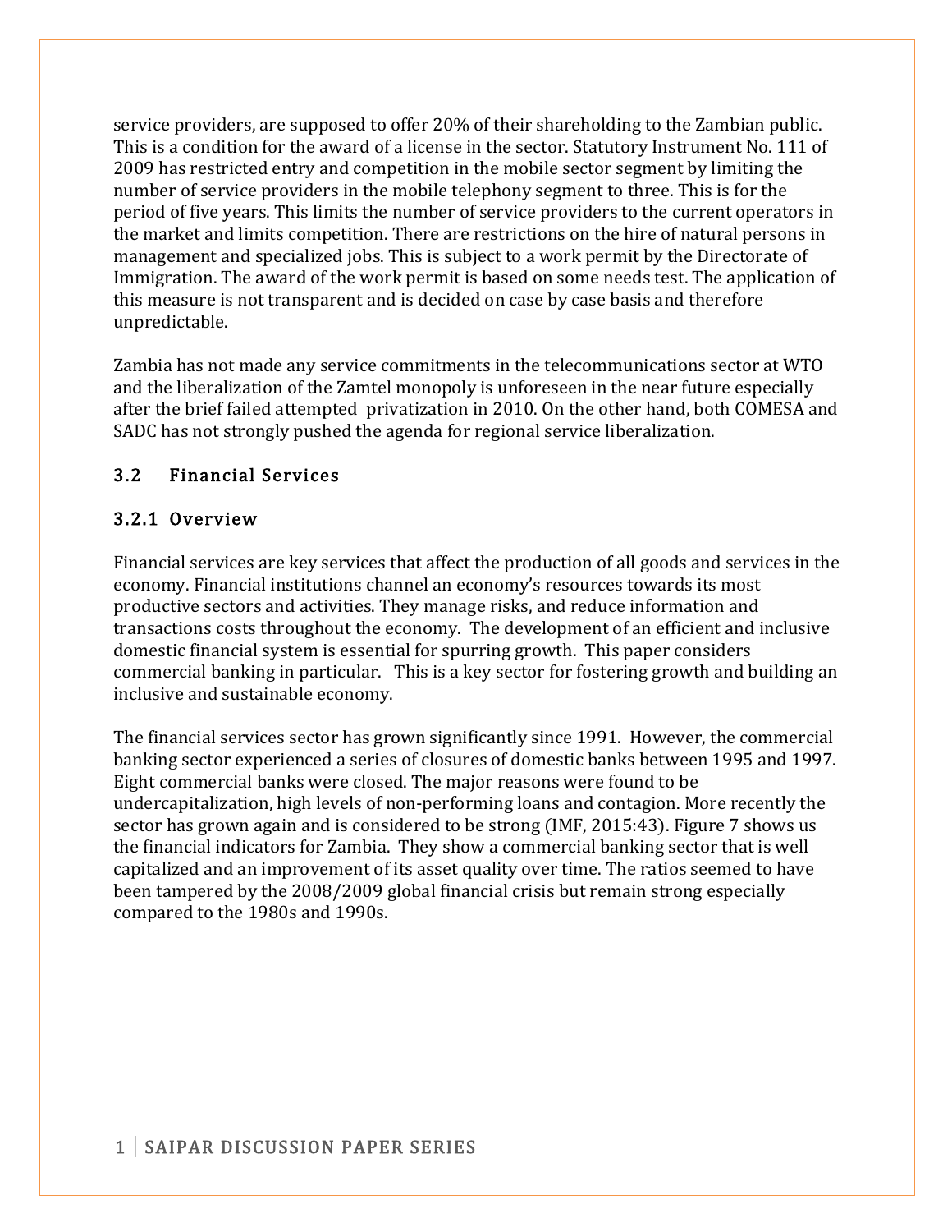service providers, are supposed to offer 20% of their shareholding to the Zambian public. This is a condition for the award of a license in the sector. Statutory Instrument No. 111 of 2009 has restricted entry and competition in the mobile sector segment by limiting the number of service providers in the mobile telephony segment to three. This is for the period of five years. This limits the number of service providers to the current operators in the market and limits competition. There are restrictions on the hire of natural persons in management and specialized jobs. This is subject to a work permit by the Directorate of Immigration. The award of the work permit is based on some needs test. The application of this measure is not transparent and is decided on case by case basis and therefore unpredictable.

Zambia has not made any service commitments in the telecommunications sector at WTO and the liberalization of the Zamtel monopoly is unforeseen in the near future especially after the brief failed attempted privatization in 2010. On the other hand, both COMESA and SADC has not strongly pushed the agenda for regional service liberalization.

## 3.2 Financial Services

### 3.2.1 Overview

Financial services are key services that affect the production of all goods and services in the economy. Financial institutions channel an economy's resources towards its most productive sectors and activities. They manage risks, and reduce information and transactions costs throughout the economy. The development of an efficient and inclusive domestic financial system is essential for spurring growth. This paper considers commercial banking in particular. This is a key sector for fostering growth and building an inclusive and sustainable economy.

The financial services sector has grown significantly since 1991. However, the commercial banking sector experienced a series of closures of domestic banks between 1995 and 1997. Eight commercial banks were closed. The major reasons were found to be undercapitalization, high levels of non-performing loans and contagion. More recently the sector has grown again and is considered to be strong (IMF, 2015:43). Figure 7 shows us the financial indicators for Zambia. They show a commercial banking sector that is well capitalized and an improvement of its asset quality over time. The ratios seemed to have been tampered by the 2008/2009 global financial crisis but remain strong especially compared to the 1980s and 1990s.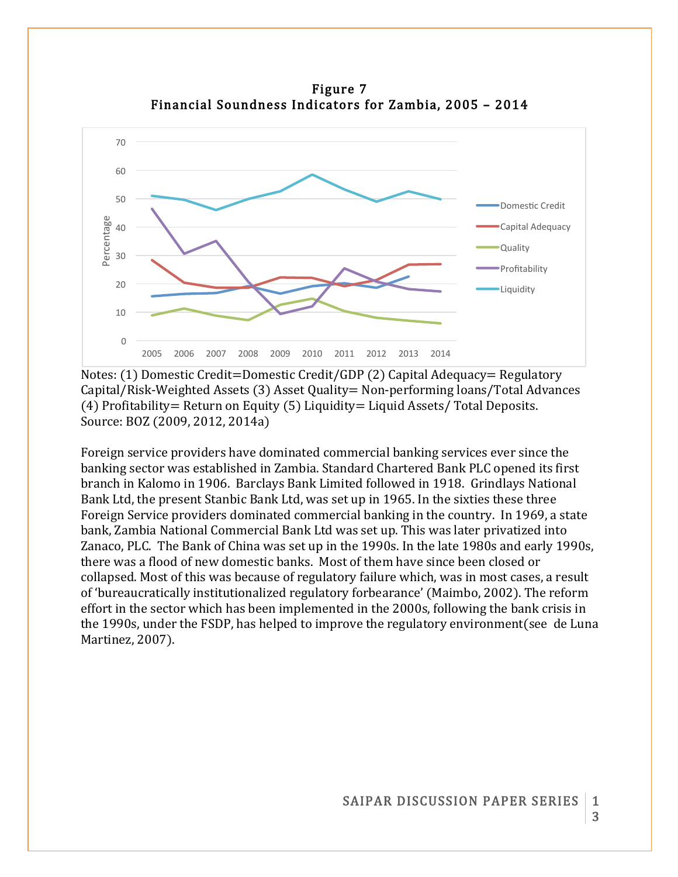**Figure 7**
**Financial Soundness Indicators for Zambia, 2005 – 2014**

Percentage

70
60
50
40
30
20
10
0

2005 2006 2007 2008 2009 2010 2011 2012 2013 2014

Domestic Credit
Capital Adequacy
Quality
Profitability
Liquidity

Notes: (1) Domestic Credit=Domestic Credit/GDP (2) Capital Adequacy= Regulatory Capital/Risk-Weighted Assets (3) Asset Quality= Non-performing loans/Total Advances (4) Profitability= Return on Equity (5) Liquidity= Liquid Assets/ Total Deposits.
Source: BOZ (2009, 2012, 2014a)

Foreign service providers have dominated commercial banking services ever since the banking sector was established in Zambia. Standard Chartered Bank PLC opened its first branch in Kalomo in 1906. Barclays Bank Limited followed in 1918. Grindlays National Bank Ltd, the present Stanbic Bank Ltd, was set up in 1965. In the sixties these three Foreign Service providers dominated commercial banking in the country. In 1969, a state bank, Zambia National Commercial Bank Ltd was set up. This was later privatized into Zanaco, PLC. The Bank of China was set up in the 1990s. In the late 1980s and early 1990s, there was a flood of new domestic banks. Most of them have since been closed or collapsed. Most of this was because of regulatory failure which, was in most cases, a result of 'bureaucratically institutionalized regulatory forbearance' (Maimbo, 2002). The reform effort in the sector which has been implemented in the 2000s, following the bank crisis in the 1990s, under the FSDP, has helped to improve the regulatory environment(see de Luna Martinez, 2007).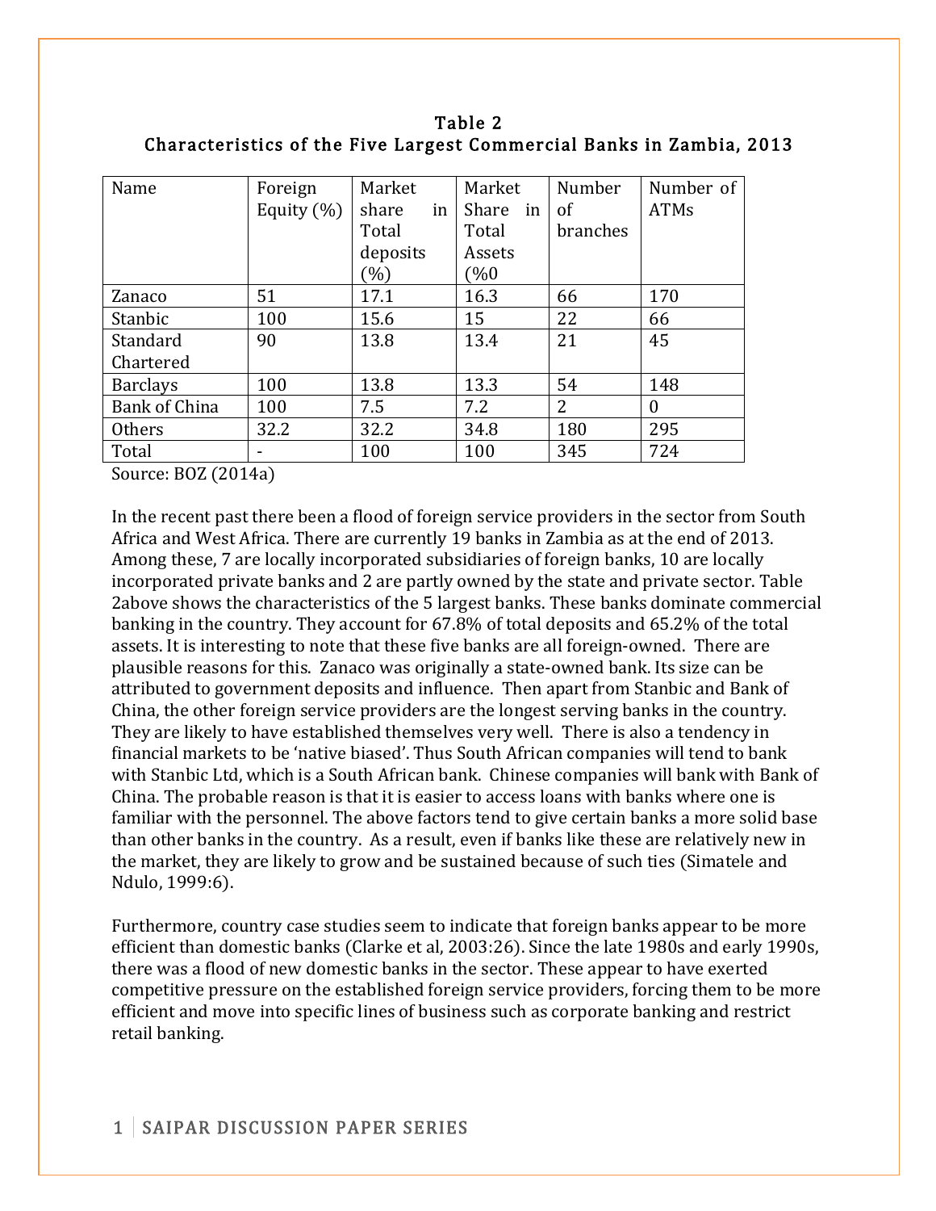**Table 2**
**Characteristics of the Five Largest Commercial Banks in Zambia, 2013**

| Name | Foreign Equity (%) | Market share in Total deposits (%) | Market Share in Total Assets (%0 | Number of branches | Number of ATMs |
|---|---|---|---|---|---|
| Zanaco | 51 | 17.1 | 16.3 | 66 | 170 |
| Stanbic | 100 | 15.6 | 15 | 22 | 66 |
| Standard Chartered | 90 | 13.8 | 13.4 | 21 | 45 |
| Barclays | 100 | 13.8 | 13.3 | 54 | 148 |
| Bank of China | 100 | 7.5 | 7.2 | 2 | 0 |
| Others | 32.2 | 32.2 | 34.8 | 180 | 295 |
| Total | - | 100 | 100 | 345 | 724 |

Source: BOZ (2014a)

In the recent past there been a flood of foreign service providers in the sector from South Africa and West Africa. There are currently 19 banks in Zambia as at the end of 2013. Among these, 7 are locally incorporated subsidiaries of foreign banks, 10 are locally incorporated private banks and 2 are partly owned by the state and private sector. Table 2above shows the characteristics of the 5 largest banks. These banks dominate commercial banking in the country. They account for 67.8% of total deposits and 65.2% of the total assets. It is interesting to note that these five banks are all foreign-owned. There are plausible reasons for this. Zanaco was originally a state-owned bank. Its size can be attributed to government deposits and influence. Then apart from Stanbic and Bank of China, the other foreign service providers are the longest serving banks in the country. They are likely to have established themselves very well. There is also a tendency in financial markets to be 'native biased'. Thus South African companies will tend to bank with Stanbic Ltd, which is a South African bank. Chinese companies will bank with Bank of China. The probable reason is that it is easier to access loans with banks where one is familiar with the personnel. The above factors tend to give certain banks a more solid base than other banks in the country. As a result, even if banks like these are relatively new in the market, they are likely to grow and be sustained because of such ties (Simatele and Ndulo, 1999:6).

Furthermore, country case studies seem to indicate that foreign banks appear to be more efficient than domestic banks (Clarke et al, 2003:26). Since the late 1980s and early 1990s, there was a flood of new domestic banks in the sector. These appear to have exerted competitive pressure on the established foreign service providers, forcing them to be more efficient and move into specific lines of business such as corporate banking and restrict retail banking.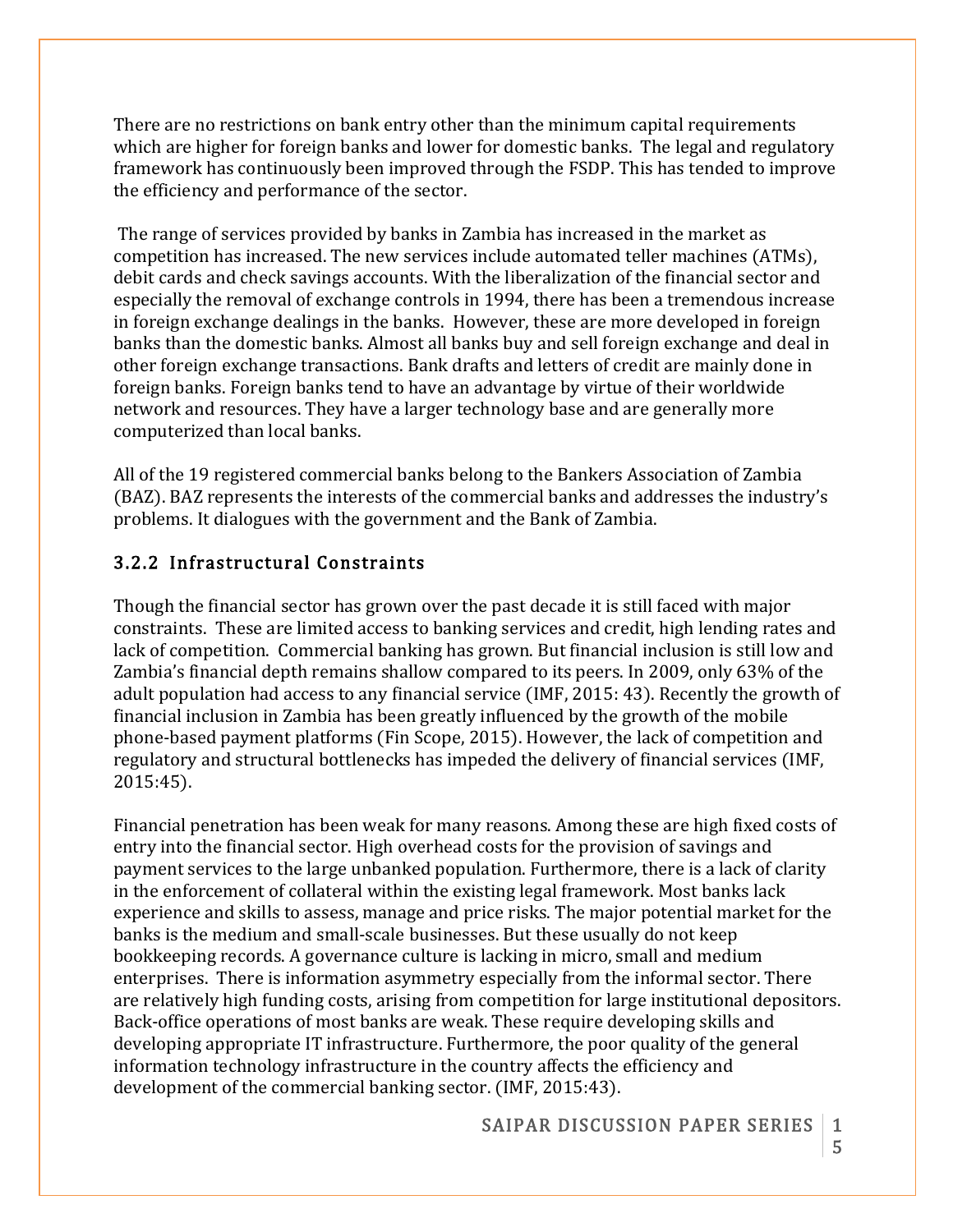There are no restrictions on bank entry other than the minimum capital requirements which are higher for foreign banks and lower for domestic banks. The legal and regulatory framework has continuously been improved through the FSDP. This has tended to improve the efficiency and performance of the sector.

The range of services provided by banks in Zambia has increased in the market as competition has increased. The new services include automated teller machines (ATMs), debit cards and check savings accounts. With the liberalization of the financial sector and especially the removal of exchange controls in 1994, there has been a tremendous increase in foreign exchange dealings in the banks. However, these are more developed in foreign banks than the domestic banks. Almost all banks buy and sell foreign exchange and deal in other foreign exchange transactions. Bank drafts and letters of credit are mainly done in foreign banks. Foreign banks tend to have an advantage by virtue of their worldwide network and resources. They have a larger technology base and are generally more computerized than local banks.

All of the 19 registered commercial banks belong to the Bankers Association of Zambia (BAZ). BAZ represents the interests of the commercial banks and addresses the industry's problems. It dialogues with the government and the Bank of Zambia.

### 3.2.2 Infrastructural Constraints

Though the financial sector has grown over the past decade it is still faced with major constraints. These are limited access to banking services and credit, high lending rates and lack of competition. Commercial banking has grown. But financial inclusion is still low and Zambia's financial depth remains shallow compared to its peers. In 2009, only 63% of the adult population had access to any financial service (IMF, 2015: 43). Recently the growth of financial inclusion in Zambia has been greatly influenced by the growth of the mobile phone-based payment platforms (Fin Scope, 2015). However, the lack of competition and regulatory and structural bottlenecks has impeded the delivery of financial services (IMF, 2015:45).

Financial penetration has been weak for many reasons. Among these are high fixed costs of entry into the financial sector. High overhead costs for the provision of savings and payment services to the large unbanked population. Furthermore, there is a lack of clarity in the enforcement of collateral within the existing legal framework. Most banks lack experience and skills to assess, manage and price risks. The major potential market for the banks is the medium and small-scale businesses. But these usually do not keep bookkeeping records. A governance culture is lacking in micro, small and medium enterprises. There is information asymmetry especially from the informal sector. There are relatively high funding costs, arising from competition for large institutional depositors. Back-office operations of most banks are weak. These require developing skills and developing appropriate IT infrastructure. Furthermore, the poor quality of the general information technology infrastructure in the country affects the efficiency and development of the commercial banking sector. (IMF, 2015:43).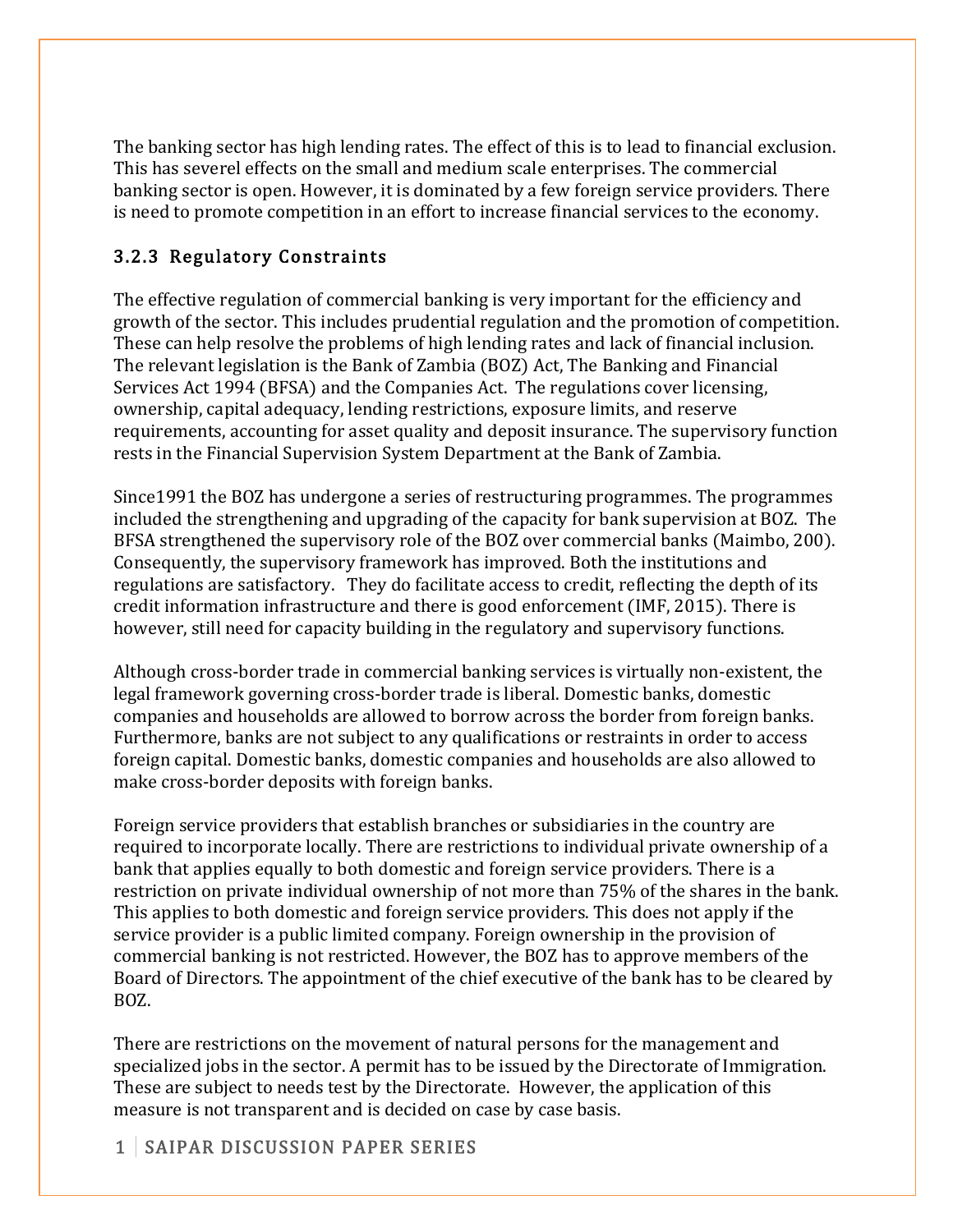The banking sector has high lending rates. The effect of this is to lead to financial exclusion. This has severel effects on the small and medium scale enterprises. The commercial banking sector is open. However, it is dominated by a few foreign service providers. There is need to promote competition in an effort to increase financial services to the economy.

### 3.2.3 Regulatory Constraints

The effective regulation of commercial banking is very important for the efficiency and growth of the sector. This includes prudential regulation and the promotion of competition. These can help resolve the problems of high lending rates and lack of financial inclusion. The relevant legislation is the Bank of Zambia (BOZ) Act, The Banking and Financial Services Act 1994 (BFSA) and the Companies Act. The regulations cover licensing, ownership, capital adequacy, lending restrictions, exposure limits, and reserve requirements, accounting for asset quality and deposit insurance. The supervisory function rests in the Financial Supervision System Department at the Bank of Zambia.

Since1991 the BOZ has undergone a series of restructuring programmes. The programmes included the strengthening and upgrading of the capacity for bank supervision at BOZ. The BFSA strengthened the supervisory role of the BOZ over commercial banks (Maimbo, 200). Consequently, the supervisory framework has improved. Both the institutions and regulations are satisfactory. They do facilitate access to credit, reflecting the depth of its credit information infrastructure and there is good enforcement (IMF, 2015). There is however, still need for capacity building in the regulatory and supervisory functions.

Although cross-border trade in commercial banking services is virtually non-existent, the legal framework governing cross-border trade is liberal. Domestic banks, domestic companies and households are allowed to borrow across the border from foreign banks. Furthermore, banks are not subject to any qualifications or restraints in order to access foreign capital. Domestic banks, domestic companies and households are also allowed to make cross-border deposits with foreign banks.

Foreign service providers that establish branches or subsidiaries in the country are required to incorporate locally. There are restrictions to individual private ownership of a bank that applies equally to both domestic and foreign service providers. There is a restriction on private individual ownership of not more than 75% of the shares in the bank. This applies to both domestic and foreign service providers. This does not apply if the service provider is a public limited company. Foreign ownership in the provision of commercial banking is not restricted. However, the BOZ has to approve members of the Board of Directors. The appointment of the chief executive of the bank has to be cleared by BOZ.

There are restrictions on the movement of natural persons for the management and specialized jobs in the sector. A permit has to be issued by the Directorate of Immigration. These are subject to needs test by the Directorate. However, the application of this measure is not transparent and is decided on case by case basis.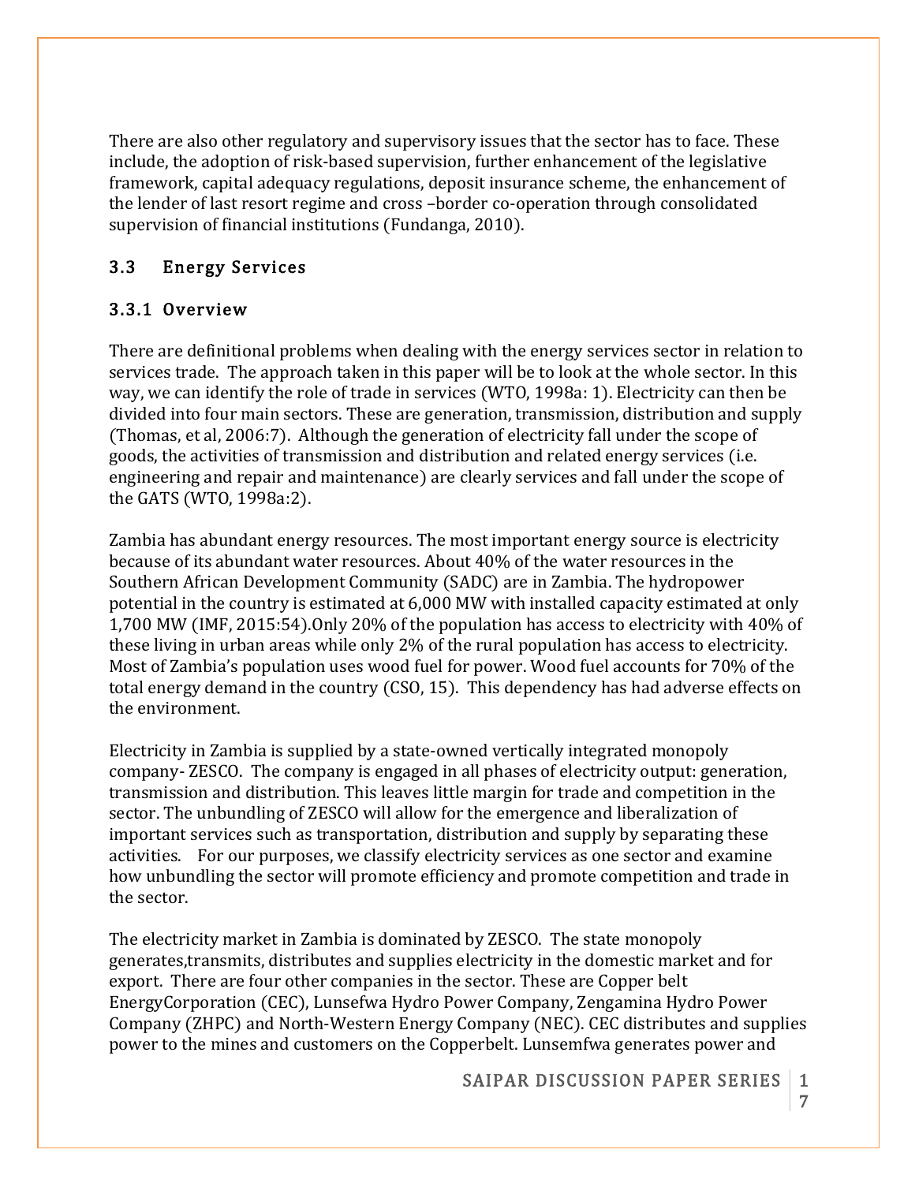There are also other regulatory and supervisory issues that the sector has to face. These include, the adoption of risk-based supervision, further enhancement of the legislative framework, capital adequacy regulations, deposit insurance scheme, the enhancement of the lender of last resort regime and cross –border co-operation through consolidated supervision of financial institutions (Fundanga, 2010).

## 3.3 Energy Services

### 3.3.1 Overview

There are definitional problems when dealing with the energy services sector in relation to services trade. The approach taken in this paper will be to look at the whole sector. In this way, we can identify the role of trade in services (WTO, 1998a: 1). Electricity can then be divided into four main sectors. These are generation, transmission, distribution and supply (Thomas, et al, 2006:7). Although the generation of electricity fall under the scope of goods, the activities of transmission and distribution and related energy services (i.e. engineering and repair and maintenance) are clearly services and fall under the scope of the GATS (WTO, 1998a:2).

Zambia has abundant energy resources. The most important energy source is electricity because of its abundant water resources. About 40% of the water resources in the Southern African Development Community (SADC) are in Zambia. The hydropower potential in the country is estimated at 6,000 MW with installed capacity estimated at only 1,700 MW (IMF, 2015:54).Only 20% of the population has access to electricity with 40% of these living in urban areas while only 2% of the rural population has access to electricity. Most of Zambia's population uses wood fuel for power. Wood fuel accounts for 70% of the total energy demand in the country (CSO, 15). This dependency has had adverse effects on the environment.

Electricity in Zambia is supplied by a state-owned vertically integrated monopoly company- ZESCO. The company is engaged in all phases of electricity output: generation, transmission and distribution. This leaves little margin for trade and competition in the sector. The unbundling of ZESCO will allow for the emergence and liberalization of important services such as transportation, distribution and supply by separating these activities. For our purposes, we classify electricity services as one sector and examine how unbundling the sector will promote efficiency and promote competition and trade in the sector.

The electricity market in Zambia is dominated by ZESCO. The state monopoly generates,transmits, distributes and supplies electricity in the domestic market and for export. There are four other companies in the sector. These are Copper belt EnergyCorporation (CEC), Lunsefwa Hydro Power Company, Zengamina Hydro Power Company (ZHPC) and North-Western Energy Company (NEC). CEC distributes and supplies power to the mines and customers on the Copperbelt. Lunsemfwa generates power and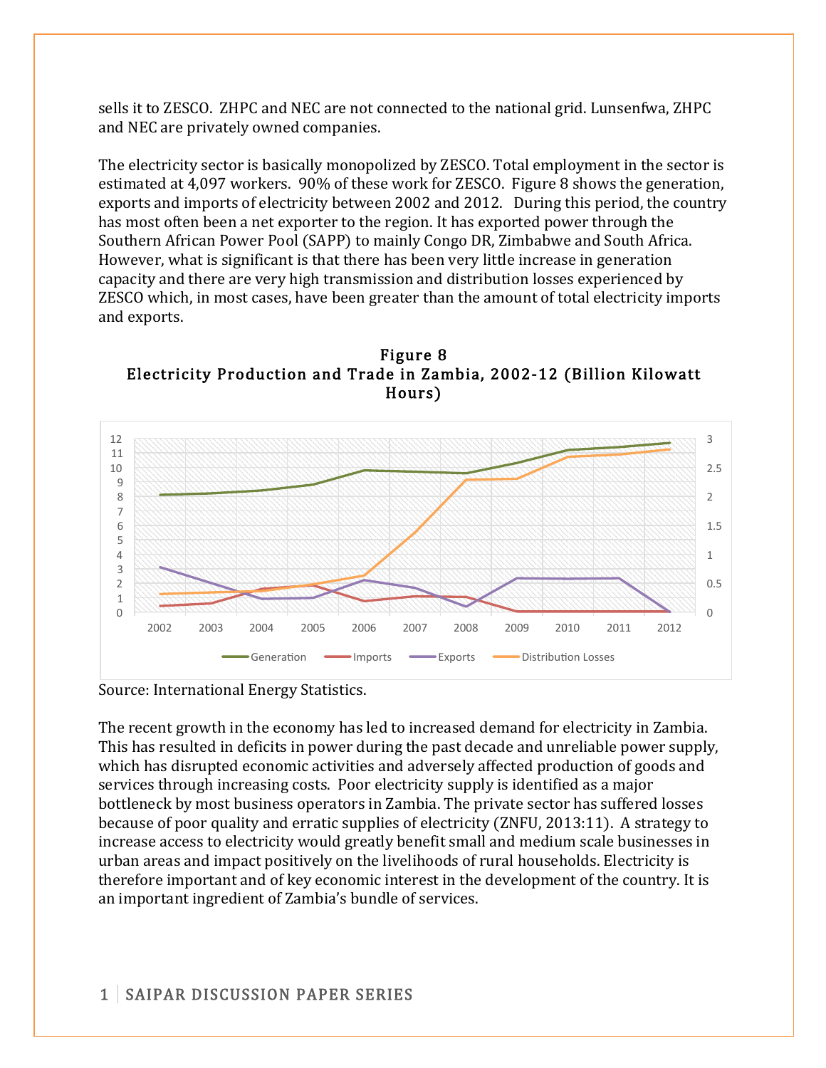sells it to ZESCO. ZHPC and NEC are not connected to the national grid. Lunsenfwa, ZHPC and NEC are privately owned companies.

The electricity sector is basically monopolized by ZESCO. Total employment in the sector is estimated at 4,097 workers. 90% of these work for ZESCO. Figure 8 shows the generation, exports and imports of electricity between 2002 and 2012. During this period, the country has most often been a net exporter to the region. It has exported power through the Southern African Power Pool (SAPP) to mainly Congo DR, Zimbabwe and South Africa. However, what is significant is that there has been very little increase in generation capacity and there are very high transmission and distribution losses experienced by ZESCO which, in most cases, have been greater than the amount of total electricity imports and exports.

**Figure 8**
**Electricity Production and Trade in Zambia, 2002-12 (Billion Kilowatt Hours)**

12
11
10
9
8
7
6
5
4
3
2
1
0

3
2.5
2
1.5
1
0.5
0

2002 2003 2004 2005 2006 2007 2008 2009 2010 2011 2012

Generation
Imports
Exports
Distribution Losses

Source: International Energy Statistics.

The recent growth in the economy has led to increased demand for electricity in Zambia. This has resulted in deficits in power during the past decade and unreliable power supply, which has disrupted economic activities and adversely affected production of goods and services through increasing costs. Poor electricity supply is identified as a major bottleneck by most business operators in Zambia. The private sector has suffered losses because of poor quality and erratic supplies of electricity (ZNFU, 2013:11). A strategy to increase access to electricity would greatly benefit small and medium scale businesses in urban areas and impact positively on the livelihoods of rural households. Electricity is therefore important and of key economic interest in the development of the country. It is an important ingredient of Zambia's bundle of services.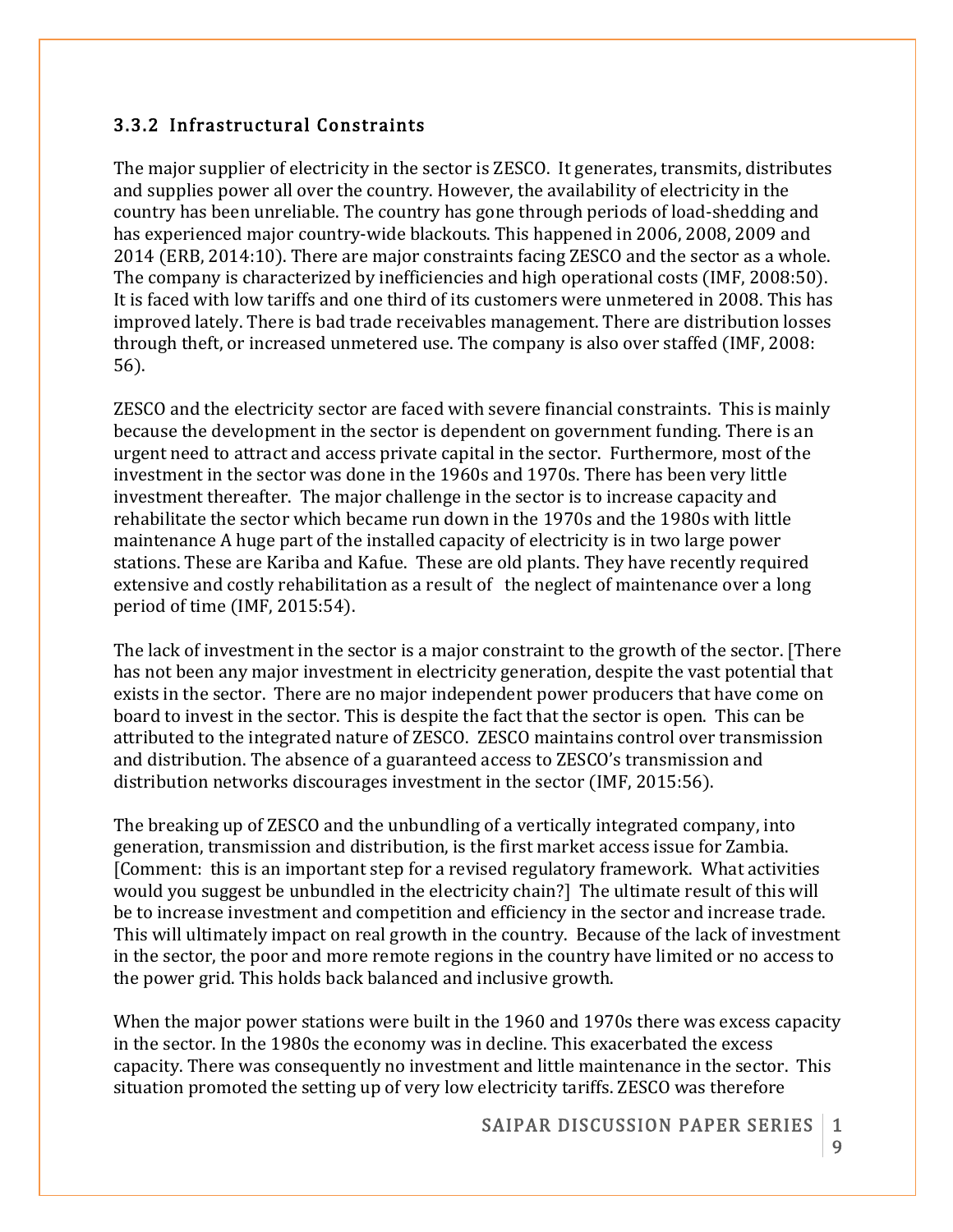### 3.3.2 Infrastructural Constraints

The major supplier of electricity in the sector is ZESCO. It generates, transmits, distributes and supplies power all over the country. However, the availability of electricity in the country has been unreliable. The country has gone through periods of load-shedding and has experienced major country-wide blackouts. This happened in 2006, 2008, 2009 and 2014 (ERB, 2014:10). There are major constraints facing ZESCO and the sector as a whole. The company is characterized by inefficiencies and high operational costs (IMF, 2008:50). It is faced with low tariffs and one third of its customers were unmetered in 2008. This has improved lately. There is bad trade receivables management. There are distribution losses through theft, or increased unmetered use. The company is also over staffed (IMF, 2008: 56).

ZESCO and the electricity sector are faced with severe financial constraints. This is mainly because the development in the sector is dependent on government funding. There is an urgent need to attract and access private capital in the sector. Furthermore, most of the investment in the sector was done in the 1960s and 1970s. There has been very little investment thereafter. The major challenge in the sector is to increase capacity and rehabilitate the sector which became run down in the 1970s and the 1980s with little maintenance A huge part of the installed capacity of electricity is in two large power stations. These are Kariba and Kafue. These are old plants. They have recently required extensive and costly rehabilitation as a result of the neglect of maintenance over a long period of time (IMF, 2015:54).

The lack of investment in the sector is a major constraint to the growth of the sector. [There has not been any major investment in electricity generation, despite the vast potential that exists in the sector. There are no major independent power producers that have come on board to invest in the sector. This is despite the fact that the sector is open. This can be attributed to the integrated nature of ZESCO. ZESCO maintains control over transmission and distribution. The absence of a guaranteed access to ZESCO's transmission and distribution networks discourages investment in the sector (IMF, 2015:56).

The breaking up of ZESCO and the unbundling of a vertically integrated company, into generation, transmission and distribution, is the first market access issue for Zambia. [Comment: this is an important step for a revised regulatory framework. What activities would you suggest be unbundled in the electricity chain?] The ultimate result of this will be to increase investment and competition and efficiency in the sector and increase trade. This will ultimately impact on real growth in the country. Because of the lack of investment in the sector, the poor and more remote regions in the country have limited or no access to the power grid. This holds back balanced and inclusive growth.

When the major power stations were built in the 1960 and 1970s there was excess capacity in the sector. In the 1980s the economy was in decline. This exacerbated the excess capacity. There was consequently no investment and little maintenance in the sector. This situation promoted the setting up of very low electricity tariffs. ZESCO was therefore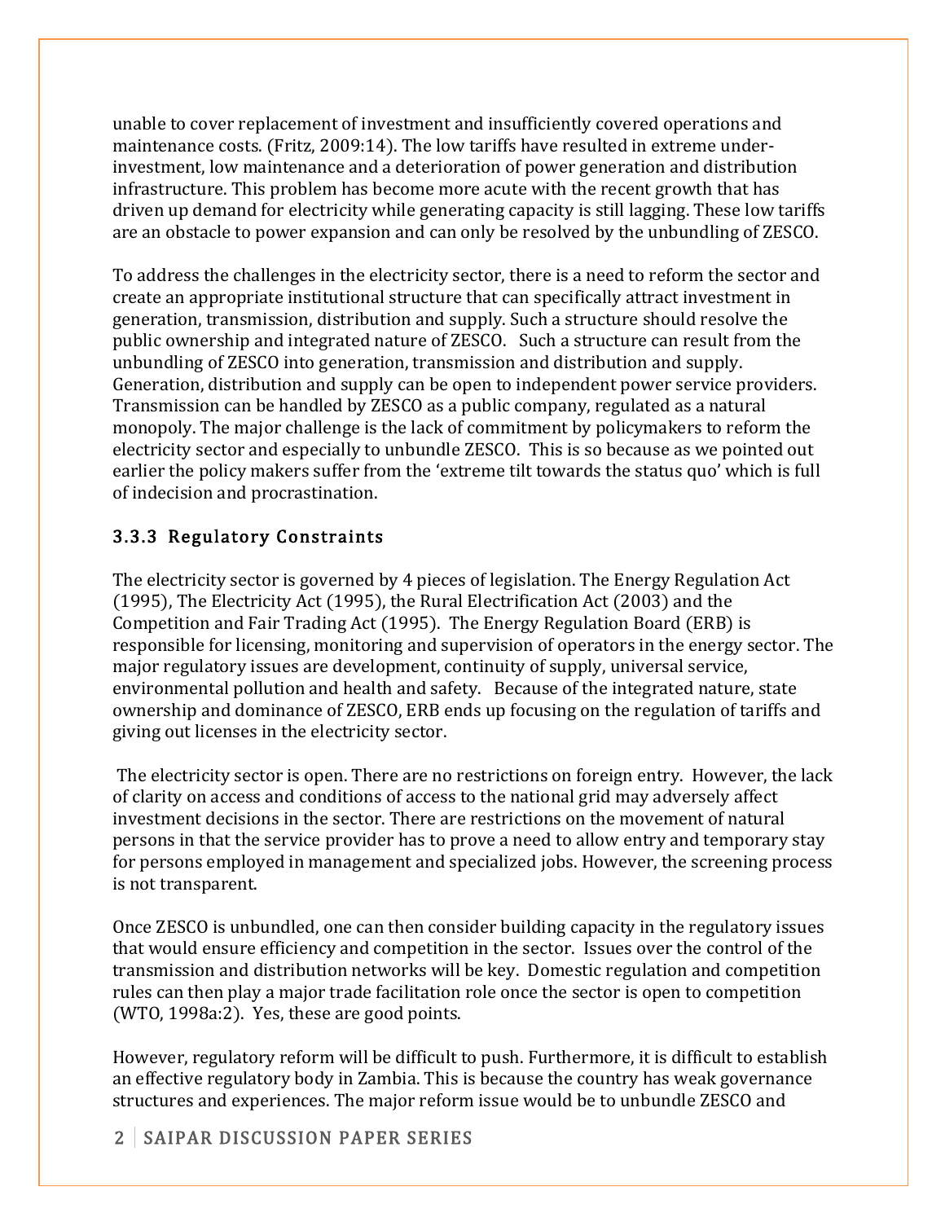unable to cover replacement of investment and insufficiently covered operations and maintenance costs. (Fritz, 2009:14). The low tariffs have resulted in extreme under-investment, low maintenance and a deterioration of power generation and distribution infrastructure. This problem has become more acute with the recent growth that has driven up demand for electricity while generating capacity is still lagging. These low tariffs are an obstacle to power expansion and can only be resolved by the unbundling of ZESCO.

To address the challenges in the electricity sector, there is a need to reform the sector and create an appropriate institutional structure that can specifically attract investment in generation, transmission, distribution and supply. Such a structure should resolve the public ownership and integrated nature of ZESCO. Such a structure can result from the unbundling of ZESCO into generation, transmission and distribution and supply. Generation, distribution and supply can be open to independent power service providers. Transmission can be handled by ZESCO as a public company, regulated as a natural monopoly. The major challenge is the lack of commitment by policymakers to reform the electricity sector and especially to unbundle ZESCO. This is so because as we pointed out earlier the policy makers suffer from the 'extreme tilt towards the status quo' which is full of indecision and procrastination.

### 3.3.3 Regulatory Constraints

The electricity sector is governed by 4 pieces of legislation. The Energy Regulation Act (1995), The Electricity Act (1995), the Rural Electrification Act (2003) and the Competition and Fair Trading Act (1995). The Energy Regulation Board (ERB) is responsible for licensing, monitoring and supervision of operators in the energy sector. The major regulatory issues are development, continuity of supply, universal service, environmental pollution and health and safety. Because of the integrated nature, state ownership and dominance of ZESCO, ERB ends up focusing on the regulation of tariffs and giving out licenses in the electricity sector.

The electricity sector is open. There are no restrictions on foreign entry. However, the lack of clarity on access and conditions of access to the national grid may adversely affect investment decisions in the sector. There are restrictions on the movement of natural persons in that the service provider has to prove a need to allow entry and temporary stay for persons employed in management and specialized jobs. However, the screening process is not transparent.

Once ZESCO is unbundled, one can then consider building capacity in the regulatory issues that would ensure efficiency and competition in the sector. Issues over the control of the transmission and distribution networks will be key. Domestic regulation and competition rules can then play a major trade facilitation role once the sector is open to competition (WTO, 1998a:2). Yes, these are good points.

However, regulatory reform will be difficult to push. Furthermore, it is difficult to establish an effective regulatory body in Zambia. This is because the country has weak governance structures and experiences. The major reform issue would be to unbundle ZESCO and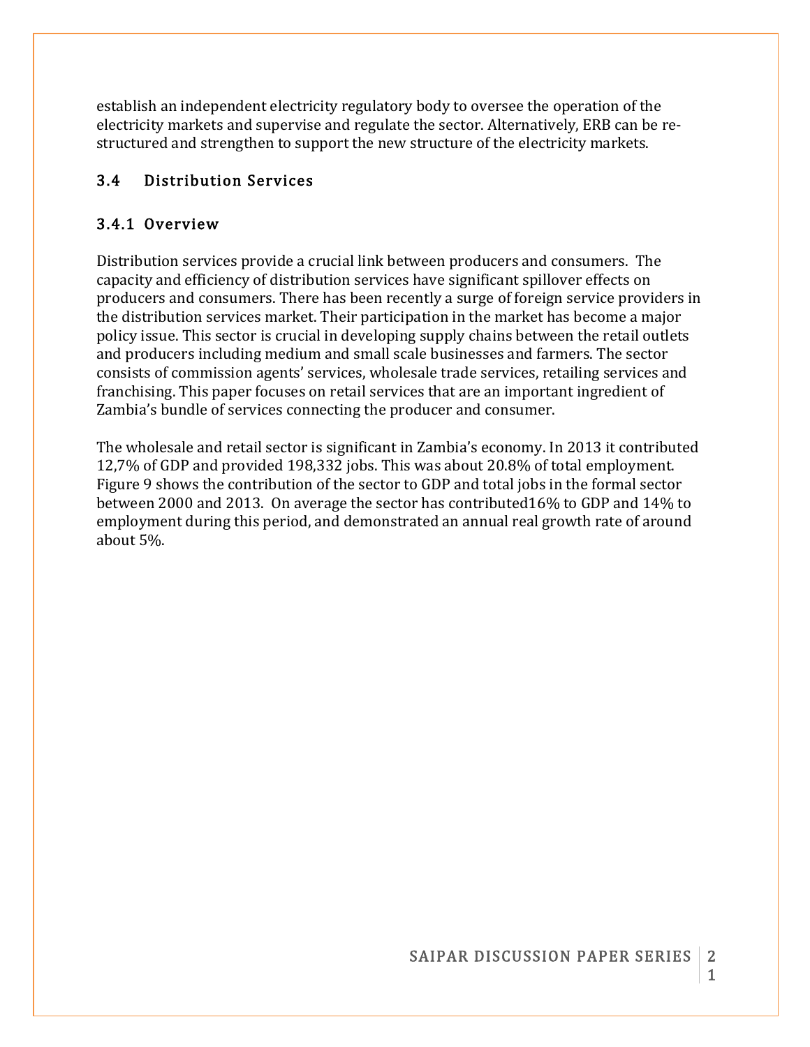establish an independent electricity regulatory body to oversee the operation of the electricity markets and supervise and regulate the sector. Alternatively, ERB can be re-structured and strengthen to support the new structure of the electricity markets.

## 3.4 Distribution Services

### 3.4.1 Overview

Distribution services provide a crucial link between producers and consumers. The capacity and efficiency of distribution services have significant spillover effects on producers and consumers. There has been recently a surge of foreign service providers in the distribution services market. Their participation in the market has become a major policy issue. This sector is crucial in developing supply chains between the retail outlets and producers including medium and small scale businesses and farmers. The sector consists of commission agents' services, wholesale trade services, retailing services and franchising. This paper focuses on retail services that are an important ingredient of Zambia's bundle of services connecting the producer and consumer.

The wholesale and retail sector is significant in Zambia's economy. In 2013 it contributed 12,7% of GDP and provided 198,332 jobs. This was about 20.8% of total employment. Figure 9 shows the contribution of the sector to GDP and total jobs in the formal sector between 2000 and 2013. On average the sector has contributed16% to GDP and 14% to employment during this period, and demonstrated an annual real growth rate of around about 5%.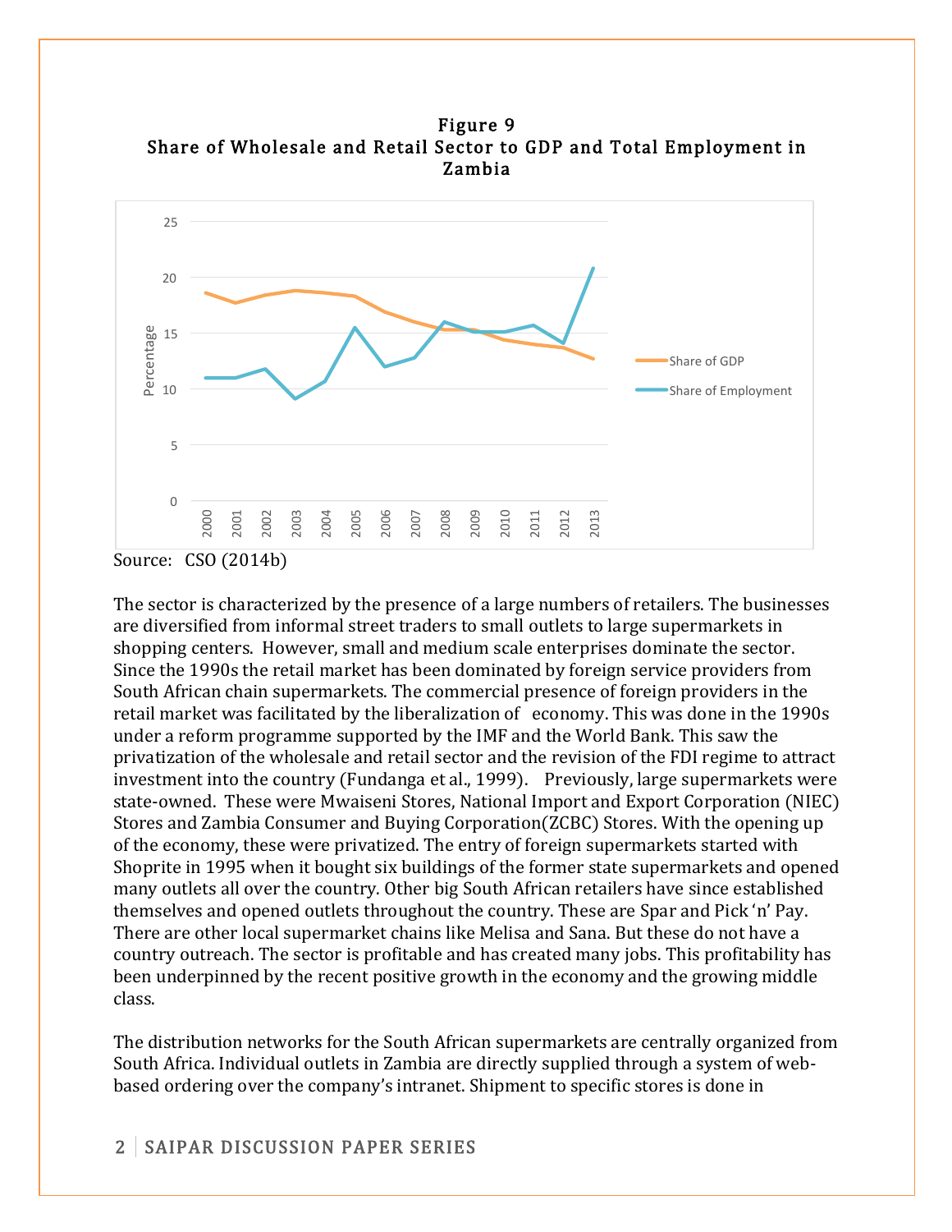**Figure 9**
**Share of Wholesale and Retail Sector to GDP and Total Employment in Zambia**

25
20
15
10
5
0

Percentage

2000 2001 2002 2003 2004 2005 2006 2007 2008 2009 2010 2011 2012 2013

Share of GDP
Share of Employment

Source: CSO (2014b)

The sector is characterized by the presence of a large numbers of retailers. The businesses are diversified from informal street traders to small outlets to large supermarkets in shopping centers. However, small and medium scale enterprises dominate the sector. Since the 1990s the retail market has been dominated by foreign service providers from South African chain supermarkets. The commercial presence of foreign providers in the retail market was facilitated by the liberalization of economy. This was done in the 1990s under a reform programme supported by the IMF and the World Bank. This saw the privatization of the wholesale and retail sector and the revision of the FDI regime to attract investment into the country (Fundanga et al., 1999). Previously, large supermarkets were state-owned. These were Mwaiseni Stores, National Import and Export Corporation (NIEC) Stores and Zambia Consumer and Buying Corporation(ZCBC) Stores. With the opening up of the economy, these were privatized. The entry of foreign supermarkets started with Shoprite in 1995 when it bought six buildings of the former state supermarkets and opened many outlets all over the country. Other big South African retailers have since established themselves and opened outlets throughout the country. These are Spar and Pick 'n' Pay. There are other local supermarket chains like Melisa and Sana. But these do not have a country outreach. The sector is profitable and has created many jobs. This profitability has been underpinned by the recent positive growth in the economy and the growing middle class.

The distribution networks for the South African supermarkets are centrally organized from South Africa. Individual outlets in Zambia are directly supplied through a system of web-based ordering over the company's intranet. Shipment to specific stores is done in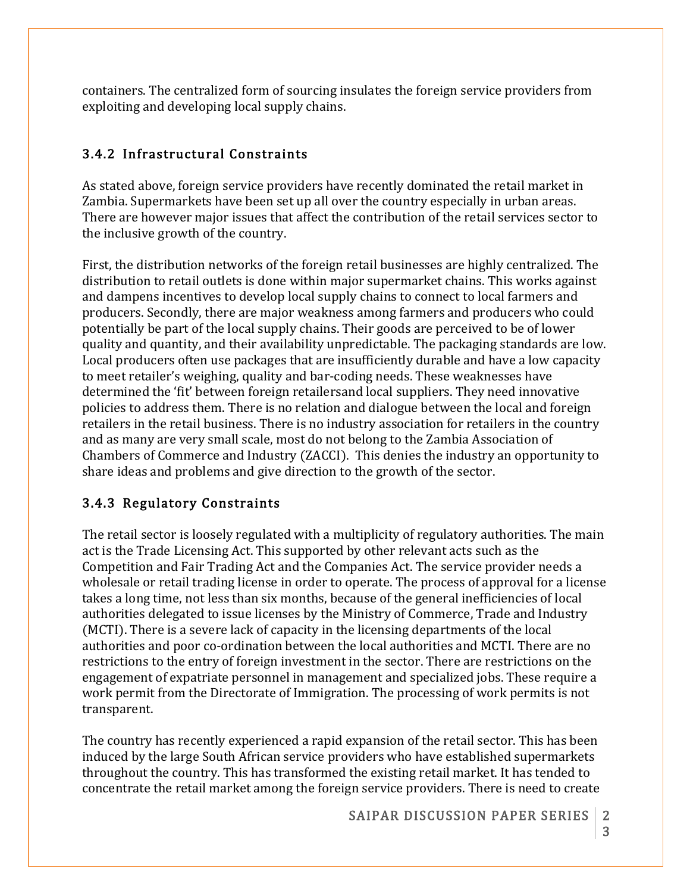containers. The centralized form of sourcing insulates the foreign service providers from exploiting and developing local supply chains.

### 3.4.2 Infrastructural Constraints

As stated above, foreign service providers have recently dominated the retail market in Zambia. Supermarkets have been set up all over the country especially in urban areas. There are however major issues that affect the contribution of the retail services sector to the inclusive growth of the country.

First, the distribution networks of the foreign retail businesses are highly centralized. The distribution to retail outlets is done within major supermarket chains. This works against and dampens incentives to develop local supply chains to connect to local farmers and producers. Secondly, there are major weakness among farmers and producers who could potentially be part of the local supply chains. Their goods are perceived to be of lower quality and quantity, and their availability unpredictable. The packaging standards are low. Local producers often use packages that are insufficiently durable and have a low capacity to meet retailer's weighing, quality and bar-coding needs. These weaknesses have determined the 'fit' between foreign retailersand local suppliers. They need innovative policies to address them. There is no relation and dialogue between the local and foreign retailers in the retail business. There is no industry association for retailers in the country and as many are very small scale, most do not belong to the Zambia Association of Chambers of Commerce and Industry (ZACCI). This denies the industry an opportunity to share ideas and problems and give direction to the growth of the sector.

### 3.4.3 Regulatory Constraints

The retail sector is loosely regulated with a multiplicity of regulatory authorities. The main act is the Trade Licensing Act. This supported by other relevant acts such as the Competition and Fair Trading Act and the Companies Act. The service provider needs a wholesale or retail trading license in order to operate. The process of approval for a license takes a long time, not less than six months, because of the general inefficiencies of local authorities delegated to issue licenses by the Ministry of Commerce, Trade and Industry (MCTI). There is a severe lack of capacity in the licensing departments of the local authorities and poor co-ordination between the local authorities and MCTI. There are no restrictions to the entry of foreign investment in the sector. There are restrictions on the engagement of expatriate personnel in management and specialized jobs. These require a work permit from the Directorate of Immigration. The processing of work permits is not transparent.

The country has recently experienced a rapid expansion of the retail sector. This has been induced by the large South African service providers who have established supermarkets throughout the country. This has transformed the existing retail market. It has tended to concentrate the retail market among the foreign service providers. There is need to create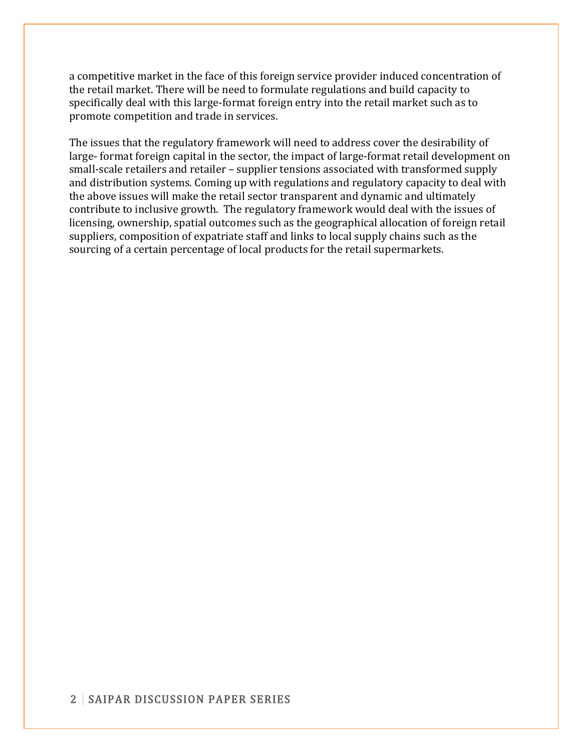a competitive market in the face of this foreign service provider induced concentration of the retail market. There will be need to formulate regulations and build capacity to specifically deal with this large-format foreign entry into the retail market such as to promote competition and trade in services.

The issues that the regulatory framework will need to address cover the desirability of large- format foreign capital in the sector, the impact of large-format retail development on small-scale retailers and retailer – supplier tensions associated with transformed supply and distribution systems. Coming up with regulations and regulatory capacity to deal with the above issues will make the retail sector transparent and dynamic and ultimately contribute to inclusive growth. The regulatory framework would deal with the issues of licensing, ownership, spatial outcomes such as the geographical allocation of foreign retail suppliers, composition of expatriate staff and links to local supply chains such as the sourcing of a certain percentage of local products for the retail supermarkets.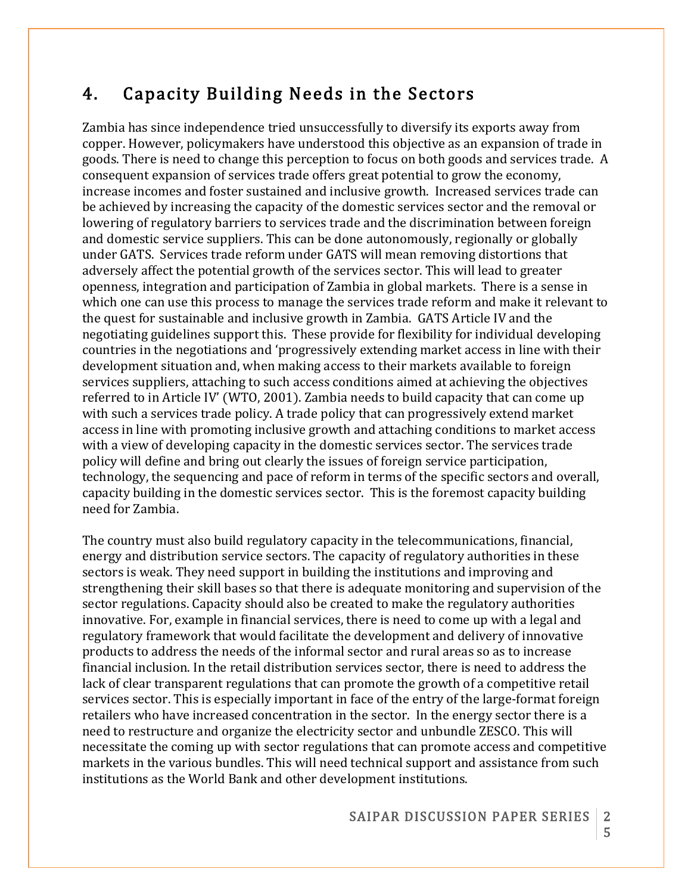## 4. Capacity Building Needs in the Sectors

Zambia has since independence tried unsuccessfully to diversify its exports away from copper. However, policymakers have understood this objective as an expansion of trade in goods. There is need to change this perception to focus on both goods and services trade. A consequent expansion of services trade offers great potential to grow the economy, increase incomes and foster sustained and inclusive growth. Increased services trade can be achieved by increasing the capacity of the domestic services sector and the removal or lowering of regulatory barriers to services trade and the discrimination between foreign and domestic service suppliers. This can be done autonomously, regionally or globally under GATS. Services trade reform under GATS will mean removing distortions that adversely affect the potential growth of the services sector. This will lead to greater openness, integration and participation of Zambia in global markets. There is a sense in which one can use this process to manage the services trade reform and make it relevant to the quest for sustainable and inclusive growth in Zambia. GATS Article IV and the negotiating guidelines support this. These provide for flexibility for individual developing countries in the negotiations and 'progressively extending market access in line with their development situation and, when making access to their markets available to foreign services suppliers, attaching to such access conditions aimed at achieving the objectives referred to in Article IV' (WTO, 2001). Zambia needs to build capacity that can come up with such a services trade policy. A trade policy that can progressively extend market access in line with promoting inclusive growth and attaching conditions to market access with a view of developing capacity in the domestic services sector. The services trade policy will define and bring out clearly the issues of foreign service participation, technology, the sequencing and pace of reform in terms of the specific sectors and overall, capacity building in the domestic services sector. This is the foremost capacity building need for Zambia.

The country must also build regulatory capacity in the telecommunications, financial, energy and distribution service sectors. The capacity of regulatory authorities in these sectors is weak. They need support in building the institutions and improving and strengthening their skill bases so that there is adequate monitoring and supervision of the sector regulations. Capacity should also be created to make the regulatory authorities innovative. For, example in financial services, there is need to come up with a legal and regulatory framework that would facilitate the development and delivery of innovative products to address the needs of the informal sector and rural areas so as to increase financial inclusion. In the retail distribution services sector, there is need to address the lack of clear transparent regulations that can promote the growth of a competitive retail services sector. This is especially important in face of the entry of the large-format foreign retailers who have increased concentration in the sector. In the energy sector there is a need to restructure and organize the electricity sector and unbundle ZESCO. This will necessitate the coming up with sector regulations that can promote access and competitive markets in the various bundles. This will need technical support and assistance from such institutions as the World Bank and other development institutions.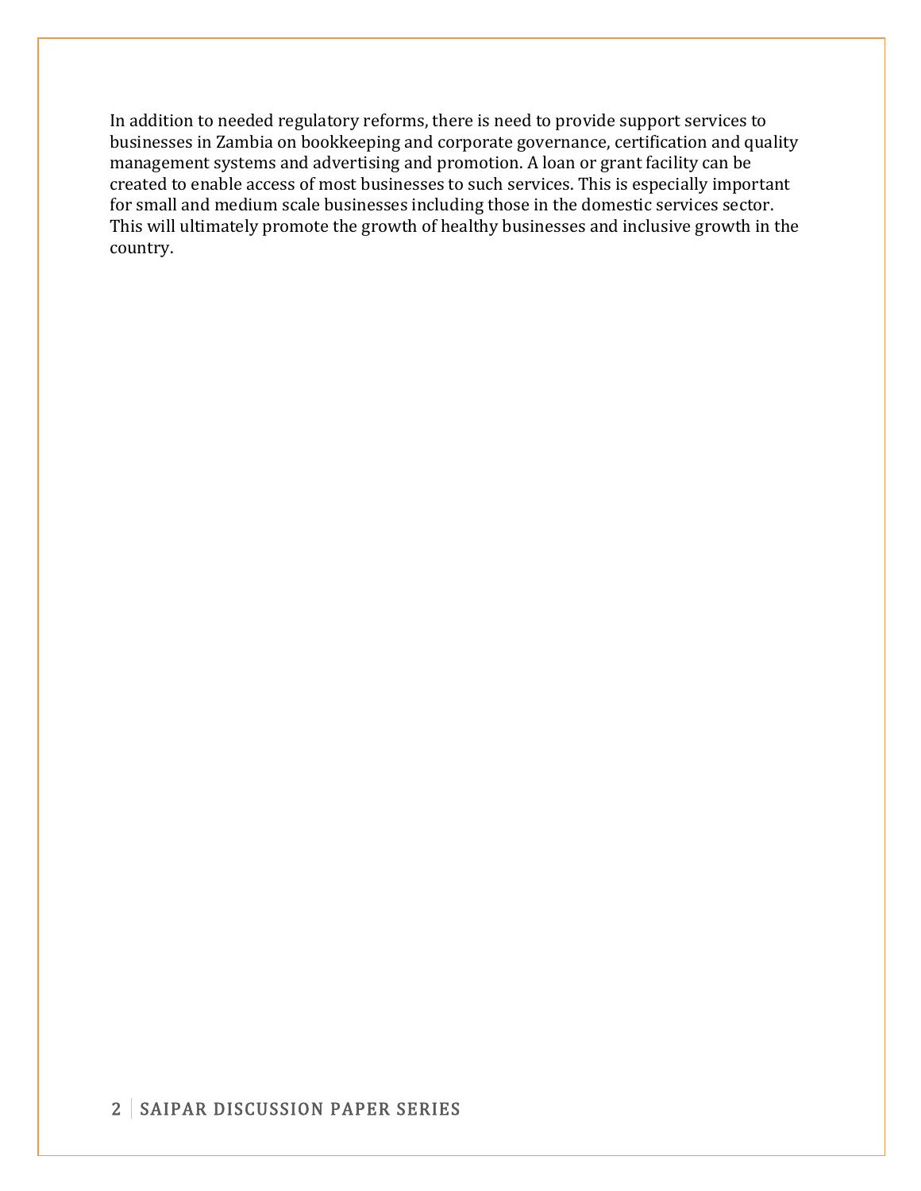In addition to needed regulatory reforms, there is need to provide support services to businesses in Zambia on bookkeeping and corporate governance, certification and quality management systems and advertising and promotion. A loan or grant facility can be created to enable access of most businesses to such services. This is especially important for small and medium scale businesses including those in the domestic services sector. This will ultimately promote the growth of healthy businesses and inclusive growth in the country.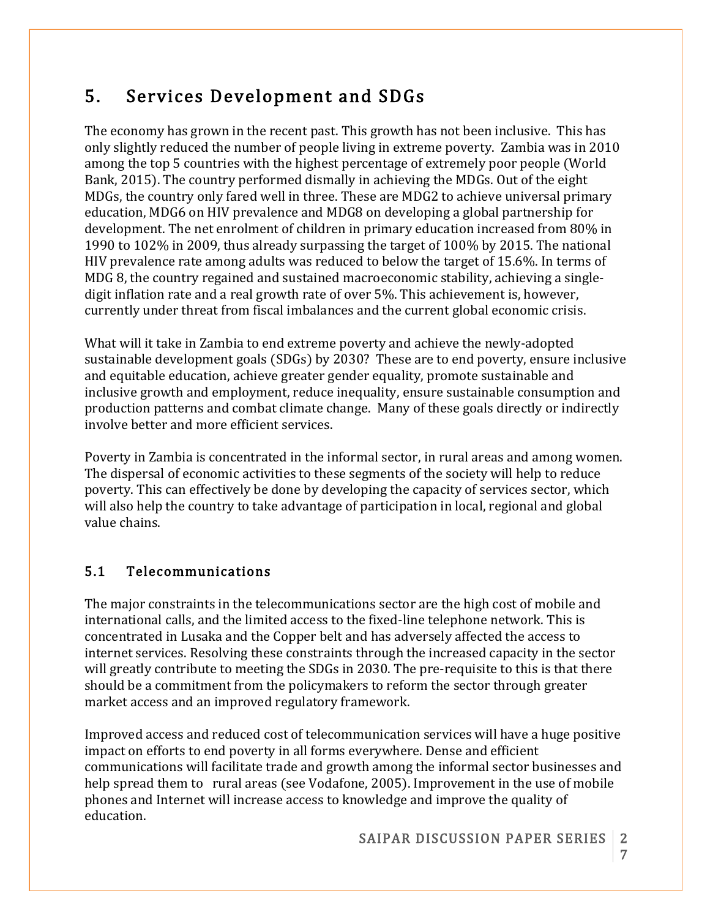# 5. Services Development and SDGs

The economy has grown in the recent past. This growth has not been inclusive. This has only slightly reduced the number of people living in extreme poverty. Zambia was in 2010 among the top 5 countries with the highest percentage of extremely poor people (World Bank, 2015). The country performed dismally in achieving the MDGs. Out of the eight MDGs, the country only fared well in three. These are MDG2 to achieve universal primary education, MDG6 on HIV prevalence and MDG8 on developing a global partnership for development. The net enrolment of children in primary education increased from 80% in 1990 to 102% in 2009, thus already surpassing the target of 100% by 2015. The national HIV prevalence rate among adults was reduced to below the target of 15.6%. In terms of MDG 8, the country regained and sustained macroeconomic stability, achieving a single-digit inflation rate and a real growth rate of over 5%. This achievement is, however, currently under threat from fiscal imbalances and the current global economic crisis.

What will it take in Zambia to end extreme poverty and achieve the newly-adopted sustainable development goals (SDGs) by 2030? These are to end poverty, ensure inclusive and equitable education, achieve greater gender equality, promote sustainable and inclusive growth and employment, reduce inequality, ensure sustainable consumption and production patterns and combat climate change. Many of these goals directly or indirectly involve better and more efficient services.

Poverty in Zambia is concentrated in the informal sector, in rural areas and among women. The dispersal of economic activities to these segments of the society will help to reduce poverty. This can effectively be done by developing the capacity of services sector, which will also help the country to take advantage of participation in local, regional and global value chains.

## 5.1 Telecommunications

The major constraints in the telecommunications sector are the high cost of mobile and international calls, and the limited access to the fixed-line telephone network. This is concentrated in Lusaka and the Copper belt and has adversely affected the access to internet services. Resolving these constraints through the increased capacity in the sector will greatly contribute to meeting the SDGs in 2030. The pre-requisite to this is that there should be a commitment from the policymakers to reform the sector through greater market access and an improved regulatory framework.

Improved access and reduced cost of telecommunication services will have a huge positive impact on efforts to end poverty in all forms everywhere. Dense and efficient communications will facilitate trade and growth among the informal sector businesses and help spread them to rural areas (see Vodafone, 2005). Improvement in the use of mobile phones and Internet will increase access to knowledge and improve the quality of education.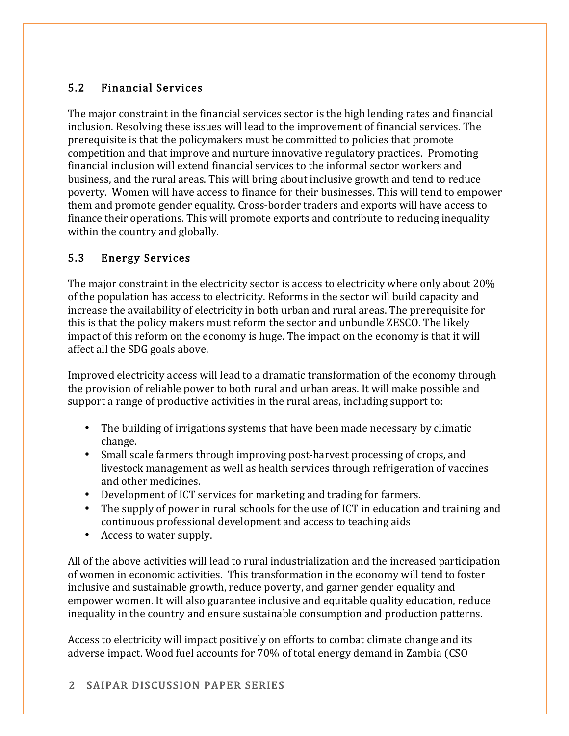### 5.2 Financial Services

The major constraint in the financial services sector is the high lending rates and financial inclusion. Resolving these issues will lead to the improvement of financial services. The prerequisite is that the policymakers must be committed to policies that promote competition and that improve and nurture innovative regulatory practices. Promoting financial inclusion will extend financial services to the informal sector workers and business, and the rural areas. This will bring about inclusive growth and tend to reduce poverty. Women will have access to finance for their businesses. This will tend to empower them and promote gender equality. Cross-border traders and exports will have access to finance their operations. This will promote exports and contribute to reducing inequality within the country and globally.

### 5.3 Energy Services

The major constraint in the electricity sector is access to electricity where only about 20% of the population has access to electricity. Reforms in the sector will build capacity and increase the availability of electricity in both urban and rural areas. The prerequisite for this is that the policy makers must reform the sector and unbundle ZESCO. The likely impact of this reform on the economy is huge. The impact on the economy is that it will affect all the SDG goals above.

Improved electricity access will lead to a dramatic transformation of the economy through the provision of reliable power to both rural and urban areas. It will make possible and support a range of productive activities in the rural areas, including support to:

- The building of irrigations systems that have been made necessary by climatic change.
- Small scale farmers through improving post-harvest processing of crops, and livestock management as well as health services through refrigeration of vaccines and other medicines.
- Development of ICT services for marketing and trading for farmers.
- The supply of power in rural schools for the use of ICT in education and training and continuous professional development and access to teaching aids
- Access to water supply.

All of the above activities will lead to rural industrialization and the increased participation of women in economic activities. This transformation in the economy will tend to foster inclusive and sustainable growth, reduce poverty, and garner gender equality and empower women. It will also guarantee inclusive and equitable quality education, reduce inequality in the country and ensure sustainable consumption and production patterns.

Access to electricity will impact positively on efforts to combat climate change and its adverse impact. Wood fuel accounts for 70% of total energy demand in Zambia (CSO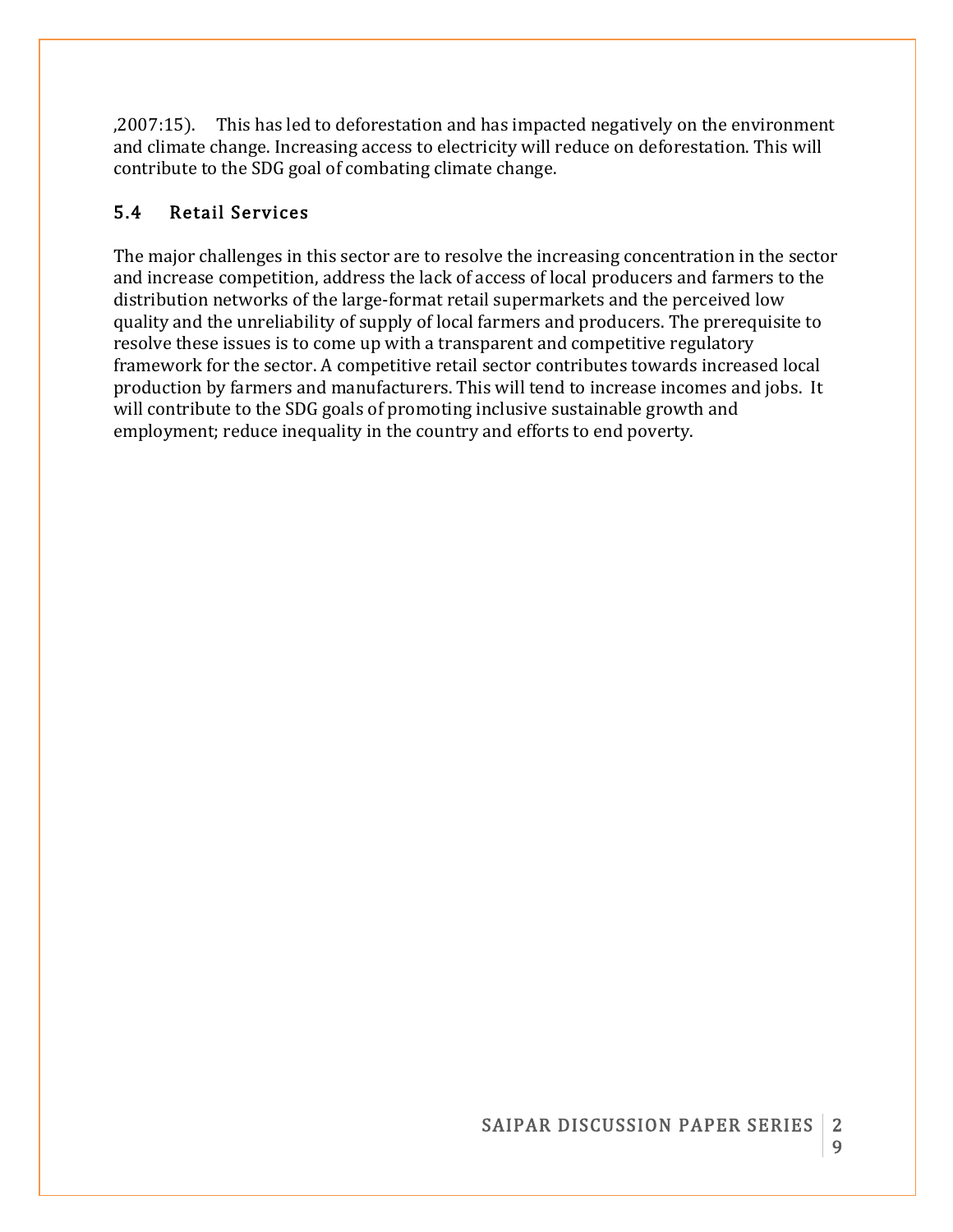,2007:15). This has led to deforestation and has impacted negatively on the environment and climate change. Increasing access to electricity will reduce on deforestation. This will contribute to the SDG goal of combating climate change.

### 5.4 Retail Services

The major challenges in this sector are to resolve the increasing concentration in the sector and increase competition, address the lack of access of local producers and farmers to the distribution networks of the large-format retail supermarkets and the perceived low quality and the unreliability of supply of local farmers and producers. The prerequisite to resolve these issues is to come up with a transparent and competitive regulatory framework for the sector. A competitive retail sector contributes towards increased local production by farmers and manufacturers. This will tend to increase incomes and jobs. It will contribute to the SDG goals of promoting inclusive sustainable growth and employment; reduce inequality in the country and efforts to end poverty.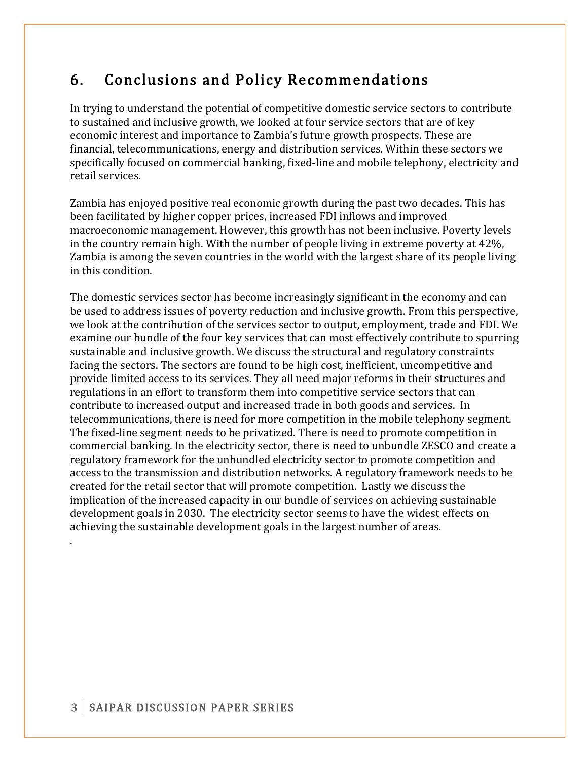## 6. Conclusions and Policy Recommendations

In trying to understand the potential of competitive domestic service sectors to contribute to sustained and inclusive growth, we looked at four service sectors that are of key economic interest and importance to Zambia's future growth prospects. These are financial, telecommunications, energy and distribution services. Within these sectors we specifically focused on commercial banking, fixed-line and mobile telephony, electricity and retail services.

Zambia has enjoyed positive real economic growth during the past two decades. This has been facilitated by higher copper prices, increased FDI inflows and improved macroeconomic management. However, this growth has not been inclusive. Poverty levels in the country remain high. With the number of people living in extreme poverty at 42%, Zambia is among the seven countries in the world with the largest share of its people living in this condition.

The domestic services sector has become increasingly significant in the economy and can be used to address issues of poverty reduction and inclusive growth. From this perspective, we look at the contribution of the services sector to output, employment, trade and FDI. We examine our bundle of the four key services that can most effectively contribute to spurring sustainable and inclusive growth. We discuss the structural and regulatory constraints facing the sectors. The sectors are found to be high cost, inefficient, uncompetitive and provide limited access to its services. They all need major reforms in their structures and regulations in an effort to transform them into competitive service sectors that can contribute to increased output and increased trade in both goods and services. In telecommunications, there is need for more competition in the mobile telephony segment. The fixed-line segment needs to be privatized. There is need to promote competition in commercial banking. In the electricity sector, there is need to unbundle ZESCO and create a regulatory framework for the unbundled electricity sector to promote competition and access to the transmission and distribution networks. A regulatory framework needs to be created for the retail sector that will promote competition. Lastly we discuss the implication of the increased capacity in our bundle of services on achieving sustainable development goals in 2030. The electricity sector seems to have the widest effects on achieving the sustainable development goals in the largest number of areas.

.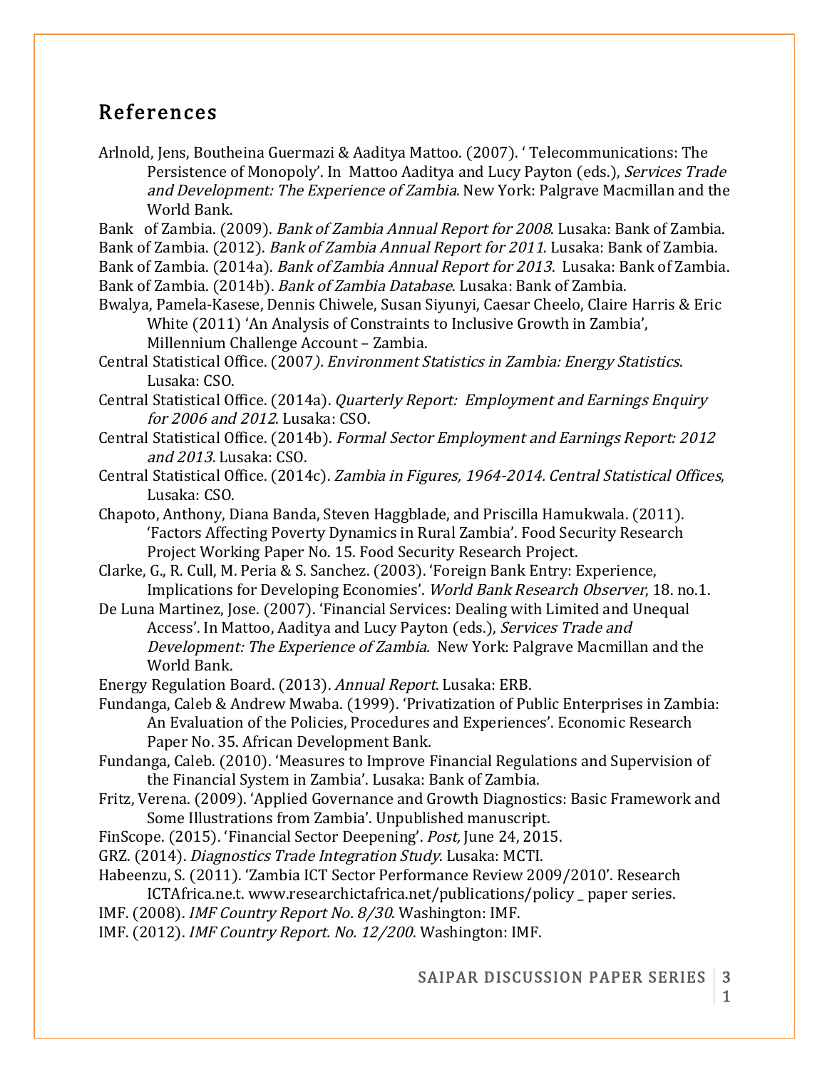## References

Arlnold, Jens, Boutheina Guermazi & Aaditya Mattoo. (2007). ' Telecommunications: The Persistence of Monopoly'. In Mattoo Aaditya and Lucy Payton (eds.), *Services Trade and Development: The Experience of Zambia*. New York: Palgrave Macmillan and the World Bank.

Bank of Zambia. (2009). *Bank of Zambia Annual Report for 2008*. Lusaka: Bank of Zambia.

Bank of Zambia. (2012). *Bank of Zambia Annual Report for 2011*. Lusaka: Bank of Zambia.

Bank of Zambia. (2014a). *Bank of Zambia Annual Report for 2013*. Lusaka: Bank of Zambia.

Bank of Zambia. (2014b). *Bank of Zambia Database*. Lusaka: Bank of Zambia.

Bwalya, Pamela-Kasese, Dennis Chiwele, Susan Siyunyi, Caesar Cheelo, Claire Harris & Eric White (2011) 'An Analysis of Constraints to Inclusive Growth in Zambia', Millennium Challenge Account – Zambia.

Central Statistical Office. (2007*). Environment Statistics in Zambia: Energy Statistics*. Lusaka: CSO.

Central Statistical Office. (2014a). *Quarterly Report: Employment and Earnings Enquiry for 2006 and 2012*. Lusaka: CSO.

Central Statistical Office. (2014b). *Formal Sector Employment and Earnings Report: 2012 and 2013*. Lusaka: CSO.

Central Statistical Office. (2014c). *Zambia in Figures, 1964-2014. Central Statistical Offices*, Lusaka: CSO.

Chapoto, Anthony, Diana Banda, Steven Haggblade, and Priscilla Hamukwala. (2011). 'Factors Affecting Poverty Dynamics in Rural Zambia'. Food Security Research Project Working Paper No. 15. Food Security Research Project.

Clarke, G., R. Cull, M. Peria & S. Sanchez. (2003). 'Foreign Bank Entry: Experience, Implications for Developing Economies'. *World Bank Research Observer*, 18. no.1.

De Luna Martinez, Jose. (2007). 'Financial Services: Dealing with Limited and Unequal Access'. In Mattoo, Aaditya and Lucy Payton (eds.), *Services Trade and Development: The Experience of Zambia*. New York: Palgrave Macmillan and the World Bank.

Energy Regulation Board. (2013). *Annual Report*. Lusaka: ERB.

Fundanga, Caleb & Andrew Mwaba. (1999). 'Privatization of Public Enterprises in Zambia: An Evaluation of the Policies, Procedures and Experiences'. Economic Research Paper No. 35. African Development Bank.

Fundanga, Caleb. (2010). 'Measures to Improve Financial Regulations and Supervision of the Financial System in Zambia'. Lusaka: Bank of Zambia.

Fritz, Verena. (2009). 'Applied Governance and Growth Diagnostics: Basic Framework and Some Illustrations from Zambia'. Unpublished manuscript.

FinScope. (2015). 'Financial Sector Deepening'. *Post,* June 24, 2015.

GRZ. (2014). *Diagnostics Trade Integration Study*. Lusaka: MCTI.

Habeenzu, S. (2011). 'Zambia ICT Sector Performance Review 2009/2010'. Research ICTAfrica.ne.t. www.researchictafrica.net/publications/policy _ paper series.

IMF. (2008). *IMF Country Report No. 8/30*. Washington: IMF.

IMF. (2012). *IMF Country Report. No. 12/200*. Washington: IMF.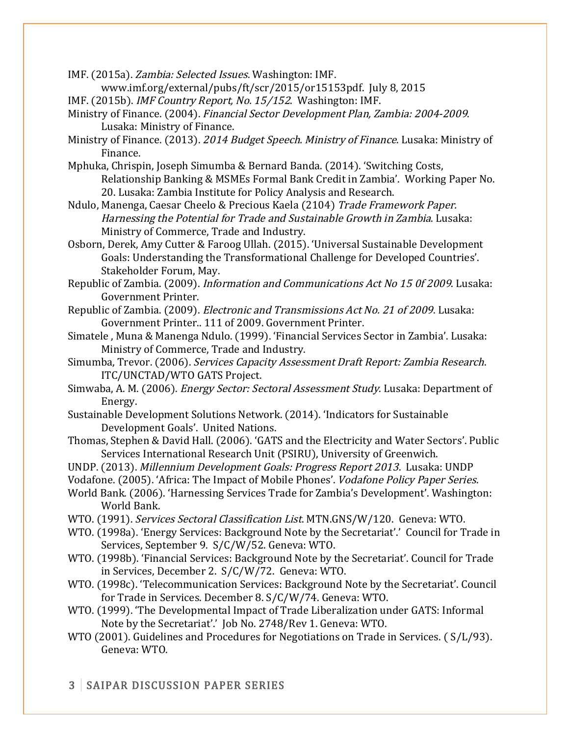IMF. (2015a). *Zambia: Selected Issues*. Washington: IMF. www.imf.org/external/pubs/ft/scr/2015/or15153pdf. July 8, 2015

IMF. (2015b). *IMF Country Report, No. 15/152*. Washington: IMF.

Ministry of Finance. (2004). *Financial Sector Development Plan, Zambia: 2004-2009*. Lusaka: Ministry of Finance.

Ministry of Finance. (2013). *2014 Budget Speech. Ministry of Finance*. Lusaka: Ministry of Finance.

Mphuka, Chrispin, Joseph Simumba & Bernard Banda. (2014). 'Switching Costs, Relationship Banking & MSMEs Formal Bank Credit in Zambia'. Working Paper No. 20. Lusaka: Zambia Institute for Policy Analysis and Research.

Ndulo, Manenga, Caesar Cheelo & Precious Kaela (2104) *Trade Framework Paper. Harnessing the Potential for Trade and Sustainable Growth in Zambia*. Lusaka: Ministry of Commerce, Trade and Industry.

Osborn, Derek, Amy Cutter & Faroog Ullah. (2015). 'Universal Sustainable Development Goals: Understanding the Transformational Challenge for Developed Countries'. Stakeholder Forum, May.

Republic of Zambia. (2009). *Information and Communications Act No 15 0f 2009*. Lusaka: Government Printer.

Republic of Zambia. (2009). *Electronic and Transmissions Act No. 21 of 2009*. Lusaka: Government Printer.. 111 of 2009. Government Printer.

Simatele , Muna & Manenga Ndulo. (1999). 'Financial Services Sector in Zambia'. Lusaka: Ministry of Commerce, Trade and Industry.

Simumba, Trevor. (2006). *Services Capacity Assessment Draft Report: Zambia Research*. ITC/UNCTAD/WTO GATS Project.

Simwaba, A. M. (2006). *Energy Sector: Sectoral Assessment Study*. Lusaka: Department of Energy.

Sustainable Development Solutions Network. (2014). 'Indicators for Sustainable Development Goals'. United Nations.

Thomas, Stephen & David Hall. (2006). 'GATS and the Electricity and Water Sectors'. Public Services International Research Unit (PSIRU), University of Greenwich.

UNDP. (2013). *Millennium Development Goals: Progress Report 2013*. Lusaka: UNDP

Vodafone. (2005). 'Africa: The Impact of Mobile Phones'. *Vodafone Policy Paper Series*.

World Bank. (2006). 'Harnessing Services Trade for Zambia's Development'. Washington: World Bank.

WTO. (1991). *Services Sectoral Classification List*. MTN.GNS/W/120. Geneva: WTO.

WTO. (1998a). 'Energy Services: Background Note by the Secretariat'.' Council for Trade in Services, September 9. S/C/W/52. Geneva: WTO.

WTO. (1998b). 'Financial Services: Background Note by the Secretariat'. Council for Trade in Services, December 2. S/C/W/72. Geneva: WTO.

WTO. (1998c). 'Telecommunication Services: Background Note by the Secretariat'. Council for Trade in Services. December 8. S/C/W/74. Geneva: WTO.

WTO. (1999). 'The Developmental Impact of Trade Liberalization under GATS: Informal Note by the Secretariat'.' Job No. 2748/Rev 1. Geneva: WTO.

WTO (2001). Guidelines and Procedures for Negotiations on Trade in Services. ( S/L/93). Geneva: WTO.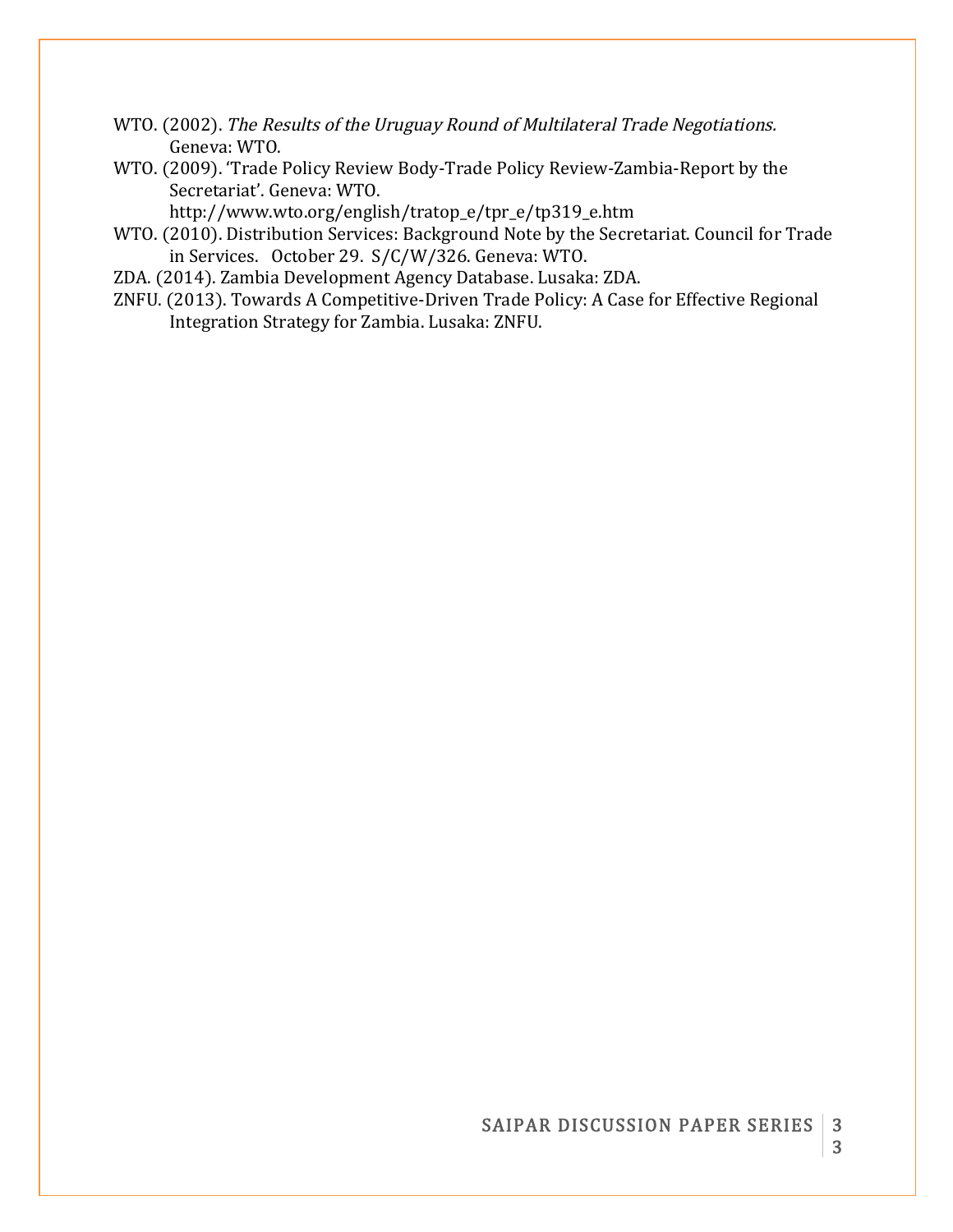WTO. (2002). *The Results of the Uruguay Round of Multilateral Trade Negotiations.* Geneva: WTO.

WTO. (2009). 'Trade Policy Review Body-Trade Policy Review-Zambia-Report by the Secretariat'. Geneva: WTO. http://www.wto.org/english/tratop_e/tpr_e/tp319_e.htm

WTO. (2010). Distribution Services: Background Note by the Secretariat. Council for Trade in Services. October 29. S/C/W/326. Geneva: WTO.

ZDA. (2014). Zambia Development Agency Database. Lusaka: ZDA.

ZNFU. (2013). Towards A Competitive-Driven Trade Policy: A Case for Effective Regional Integration Strategy for Zambia. Lusaka: ZNFU.